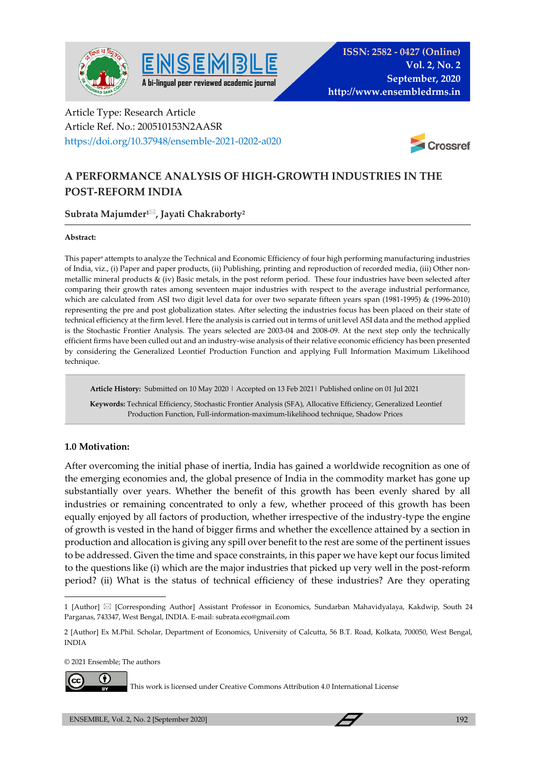Article Type: Research Article
Article Ref. No.: 200510153N2AASR
https://doi.org/10.37948/ensemble-2021-0202-a020

# A PERFORMANCE ANALYSIS OF HIGH-GROWTH INDUSTRIES IN THE POST-REFORM INDIA

**Subrata Majumder[1]✉, Jayati Chakraborty[2]**

**Abstract:**

This paper[a] attempts to analyze the Technical and Economic Efficiency of four high performing manufacturing industries of India, viz., (i) Paper and paper products, (ii) Publishing, printing and reproduction of recorded media, (iii) Other non-metallic mineral products & (iv) Basic metals, in the post reform period. These four industries have been selected after comparing their growth rates among seventeen major industries with respect to the average industrial performance, which are calculated from ASI two digit level data for over two separate fifteen years span (1981-1995) & (1996-2010) representing the pre and post globalization states. After selecting the industries focus has been placed on their state of technical efficiency at the firm level. Here the analysis is carried out in terms of unit level ASI data and the method applied is the Stochastic Frontier Analysis. The years selected are 2003-04 and 2008-09. At the next step only the technically efficient firms have been culled out and an industry-wise analysis of their relative economic efficiency has been presented by considering the Generalized Leontief Production Function and applying Full Information Maximum Likelihood technique.

**Article History:** Submitted on 10 May 2020 | Accepted on 13 Feb 2021 | Published online on 01 Jul 2021

**Keywords:** Technical Efficiency, Stochastic Frontier Analysis (SFA), Allocative Efficiency, Generalized Leontief Production Function, Full-information-maximum-likelihood technique, Shadow Prices

## 1.0 Motivation:

After overcoming the initial phase of inertia, India has gained a worldwide recognition as one of the emerging economies and, the global presence of India in the commodity market has gone up substantially over years. Whether the benefit of this growth has been evenly shared by all industries or remaining concentrated to only a few, whether proceed of this growth has been equally enjoyed by all factors of production, whether irrespective of the industry-type the engine of growth is vested in the hand of bigger firms and whether the excellence attained by a section in production and allocation is giving any spill over benefit to the rest are some of the pertinent issues to be addressed. Given the time and space constraints, in this paper we have kept our focus limited to the questions like (i) which are the major industries that picked up very well in the post-reform period? (ii) What is the status of technical efficiency of these industries? Are they operating

---

1 [Author] ✉ [Corresponding Author] Assistant Professor in Economics, Sundarban Mahavidyalaya, Kakdwip, South 24 Parganas, 743347, West Bengal, INDIA. E-mail: subrata.eco@gmail.com

2 [Author] Ex M.Phil. Scholar, Department of Economics, University of Calcutta, 56 B.T. Road, Kolkata, 700050, West Bengal, INDIA

© 2021 Ensemble; The authors

This work is licensed under Creative Commons Attribution 4.0 International License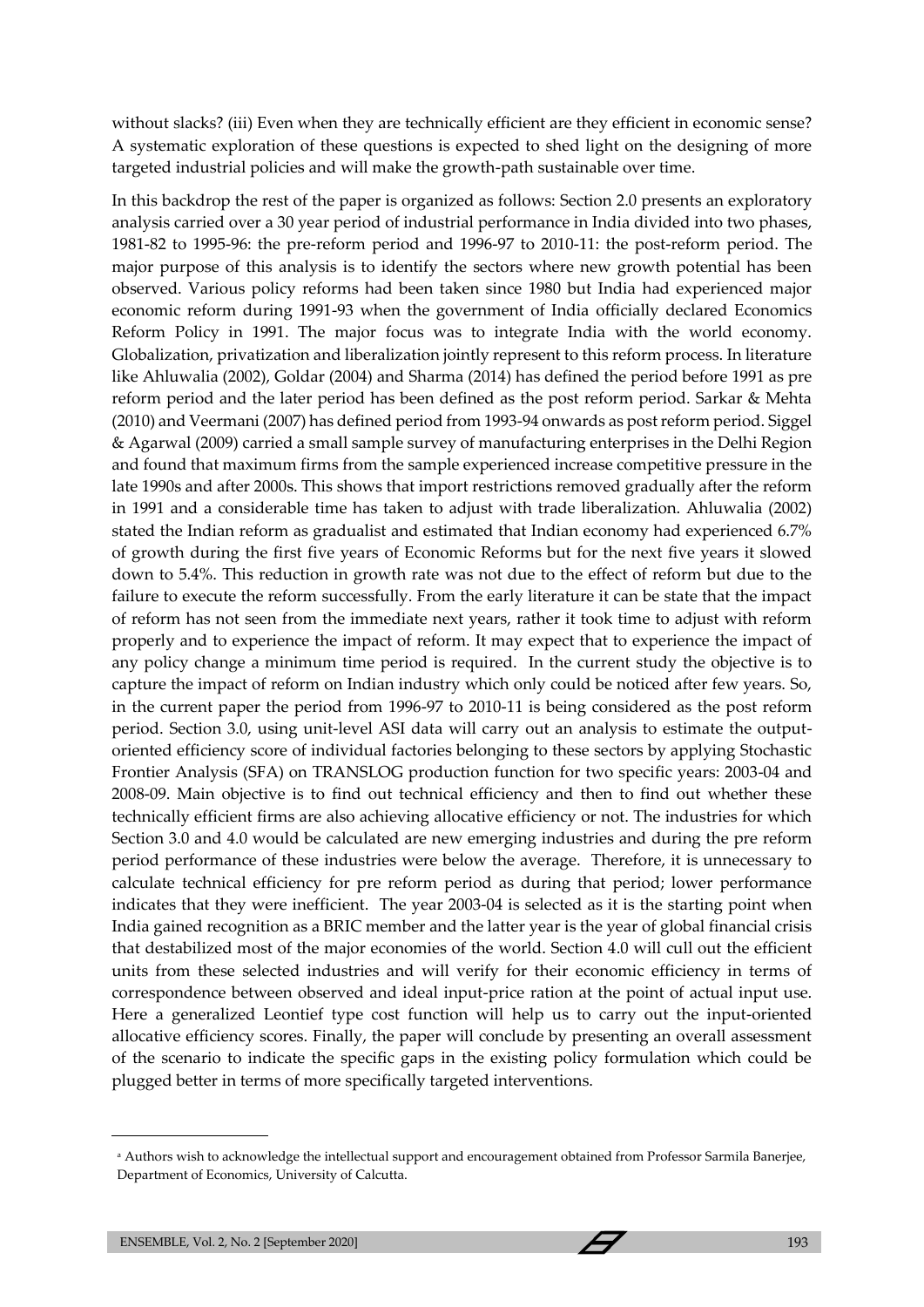without slacks? (iii) Even when they are technically efficient are they efficient in economic sense? A systematic exploration of these questions is expected to shed light on the designing of more targeted industrial policies and will make the growth-path sustainable over time.

In this backdrop the rest of the paper is organized as follows: Section 2.0 presents an exploratory analysis carried over a 30 year period of industrial performance in India divided into two phases, 1981-82 to 1995-96: the pre-reform period and 1996-97 to 2010-11: the post-reform period. The major purpose of this analysis is to identify the sectors where new growth potential has been observed. Various policy reforms had been taken since 1980 but India had experienced major economic reform during 1991-93 when the government of India officially declared Economics Reform Policy in 1991. The major focus was to integrate India with the world economy. Globalization, privatization and liberalization jointly represent to this reform process. In literature like Ahluwalia (2002), Goldar (2004) and Sharma (2014) has defined the period before 1991 as pre reform period and the later period has been defined as the post reform period. Sarkar & Mehta (2010) and Veermani (2007) has defined period from 1993-94 onwards as post reform period. Siggel & Agarwal (2009) carried a small sample survey of manufacturing enterprises in the Delhi Region and found that maximum firms from the sample experienced increase competitive pressure in the late 1990s and after 2000s. This shows that import restrictions removed gradually after the reform in 1991 and a considerable time has taken to adjust with trade liberalization. Ahluwalia (2002) stated the Indian reform as gradualist and estimated that Indian economy had experienced 6.7% of growth during the first five years of Economic Reforms but for the next five years it slowed down to 5.4%. This reduction in growth rate was not due to the effect of reform but due to the failure to execute the reform successfully. From the early literature it can be state that the impact of reform has not seen from the immediate next years, rather it took time to adjust with reform properly and to experience the impact of reform. It may expect that to experience the impact of any policy change a minimum time period is required. In the current study the objective is to capture the impact of reform on Indian industry which only could be noticed after few years. So, in the current paper the period from 1996-97 to 2010-11 is being considered as the post reform period. Section 3.0, using unit-level ASI data will carry out an analysis to estimate the output-oriented efficiency score of individual factories belonging to these sectors by applying Stochastic Frontier Analysis (SFA) on TRANSLOG production function for two specific years: 2003-04 and 2008-09. Main objective is to find out technical efficiency and then to find out whether these technically efficient firms are also achieving allocative efficiency or not. The industries for which Section 3.0 and 4.0 would be calculated are new emerging industries and during the pre reform period performance of these industries were below the average. Therefore, it is unnecessary to calculate technical efficiency for pre reform period as during that period; lower performance indicates that they were inefficient. The year 2003-04 is selected as it is the starting point when India gained recognition as a BRIC member and the latter year is the year of global financial crisis that destabilized most of the major economies of the world. Section 4.0 will cull out the efficient units from these selected industries and will verify for their economic efficiency in terms of correspondence between observed and ideal input-price ration at the point of actual input use. Here a generalized Leontief type cost function will help us to carry out the input-oriented allocative efficiency scores. Finally, the paper will conclude by presenting an overall assessment of the scenario to indicate the specific gaps in the existing policy formulation which could be plugged better in terms of more specifically targeted interventions.

---

[a] Authors wish to acknowledge the intellectual support and encouragement obtained from Professor Sarmila Banerjee, Department of Economics, University of Calcutta.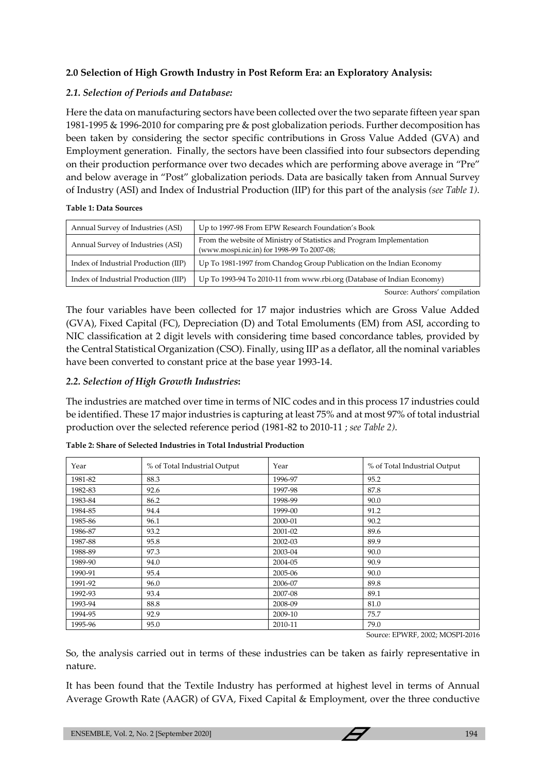### 2.0 Selection of High Growth Industry in Post Reform Era: an Exploratory Analysis:

#### *2.1. Selection of Periods and Database:*

Here the data on manufacturing sectors have been collected over the two separate fifteen year span 1981-1995 & 1996-2010 for comparing pre & post globalization periods. Further decomposition has been taken by considering the sector specific contributions in Gross Value Added (GVA) and Employment generation. Finally, the sectors have been classified into four subsectors depending on their production performance over two decades which are performing above average in "Pre" and below average in "Post" globalization periods. Data are basically taken from Annual Survey of Industry (ASI) and Index of Industrial Production (IIP) for this part of the analysis *(see Table 1)*.

**Table 1: Data Sources**

| | |
|---|---|
| Annual Survey of Industries (ASI) | Up to 1997-98 From EPW Research Foundation's Book |
| Annual Survey of Industries (ASI) | From the website of Ministry of Statistics and Program Implementation (www.mospi.nic.in) for 1998-99 To 2007-08; |
| Index of Industrial Production (IIP) | Up To 1981-1997 from Chandog Group Publication on the Indian Economy |
| Index of Industrial Production (IIP) | Up To 1993-94 To 2010-11 from www.rbi.org (Database of Indian Economy) |

Source: Authors' compilation

The four variables have been collected for 17 major industries which are Gross Value Added (GVA), Fixed Capital (FC), Depreciation (D) and Total Emoluments (EM) from ASI, according to NIC classification at 2 digit levels with considering time based concordance tables, provided by the Central Statistical Organization (CSO). Finally, using IIP as a deflator, all the nominal variables have been converted to constant price at the base year 1993-14.

#### *2.2. Selection of High Growth Industries***:**

The industries are matched over time in terms of NIC codes and in this process 17 industries could be identified. These 17 major industries is capturing at least 75% and at most 97% of total industrial production over the selected reference period (1981-82 to 2010-11 ; *see Table 2)*.

**Table 2: Share of Selected Industries in Total Industrial Production**

| Year | % of Total Industrial Output | Year | % of Total Industrial Output |
|---|---|---|---|
| 1981-82 | 88.3 | 1996-97 | 95.2 |
| 1982-83 | 92.6 | 1997-98 | 87.8 |
| 1983-84 | 86.2 | 1998-99 | 90.0 |
| 1984-85 | 94.4 | 1999-00 | 91.2 |
| 1985-86 | 96.1 | 2000-01 | 90.2 |
| 1986-87 | 93.2 | 2001-02 | 89.6 |
| 1987-88 | 95.8 | 2002-03 | 89.9 |
| 1988-89 | 97.3 | 2003-04 | 90.0 |
| 1989-90 | 94.0 | 2004-05 | 90.9 |
| 1990-91 | 95.4 | 2005-06 | 90.0 |
| 1991-92 | 96.0 | 2006-07 | 89.8 |
| 1992-93 | 93.4 | 2007-08 | 89.1 |
| 1993-94 | 88.8 | 2008-09 | 81.0 |
| 1994-95 | 92.9 | 2009-10 | 75.7 |
| 1995-96 | 95.0 | 2010-11 | 79.0 |

Source: EPWRF, 2002; MOSPI-2016

So, the analysis carried out in terms of these industries can be taken as fairly representative in nature.

It has been found that the Textile Industry has performed at highest level in terms of Annual Average Growth Rate (AAGR) of GVA, Fixed Capital & Employment, over the three conductive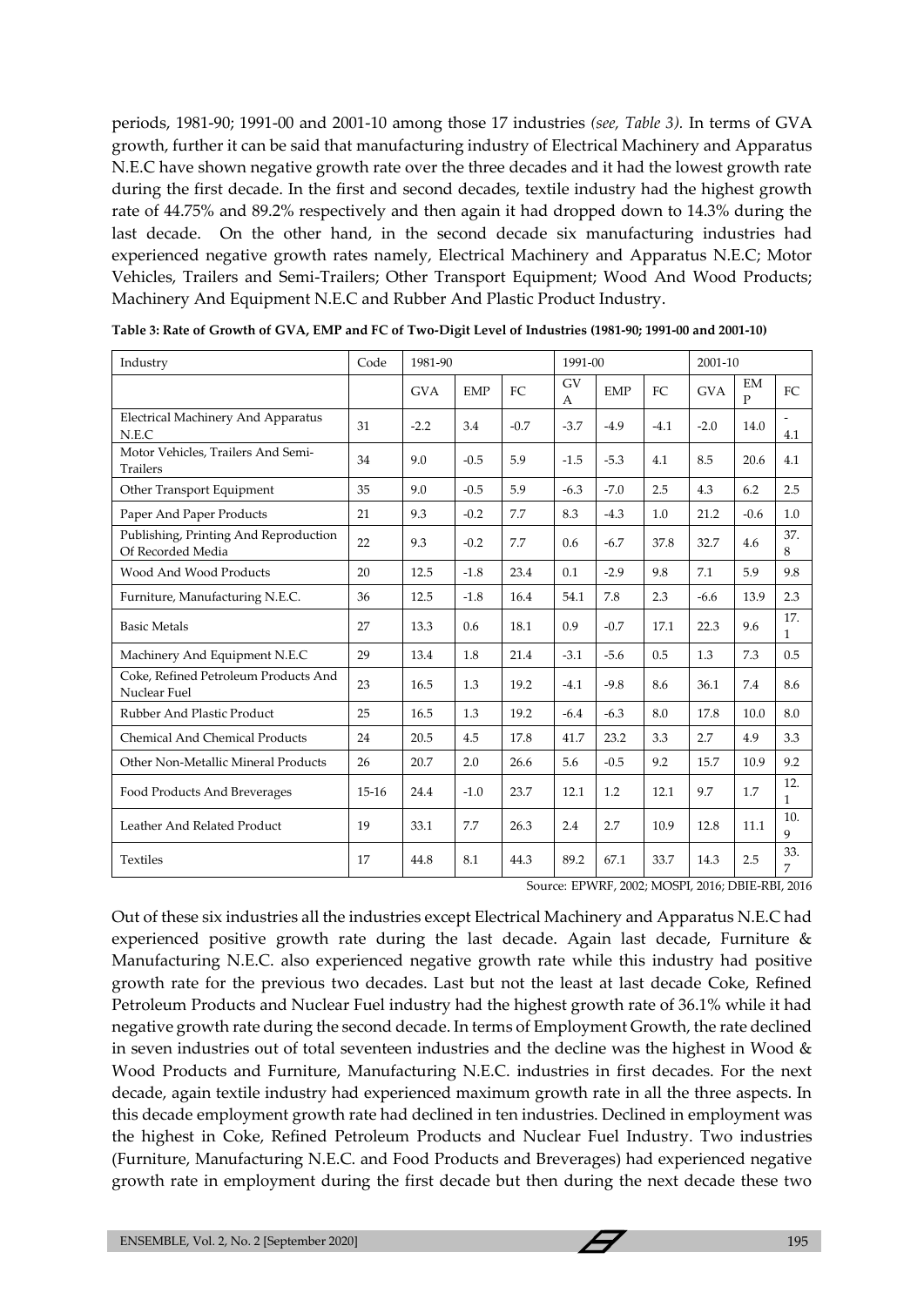periods, 1981-90; 1991-00 and 2001-10 among those 17 industries *(see, Table 3)*. In terms of GVA growth, further it can be said that manufacturing industry of Electrical Machinery and Apparatus N.E.C have shown negative growth rate over the three decades and it had the lowest growth rate during the first decade. In the first and second decades, textile industry had the highest growth rate of 44.75% and 89.2% respectively and then again it had dropped down to 14.3% during the last decade. On the other hand, in the second decade six manufacturing industries had experienced negative growth rates namely, Electrical Machinery and Apparatus N.E.C; Motor Vehicles, Trailers and Semi-Trailers; Other Transport Equipment; Wood And Wood Products; Machinery And Equipment N.E.C and Rubber And Plastic Product Industry.

**Table 3: Rate of Growth of GVA, EMP and FC of Two-Digit Level of Industries (1981-90; 1991-00 and 2001-10)**

| Industry | Code | 1981-90 | | | 1991-00 | | | 2001-10 | | |
|---|---|---|---|---|---|---|---|---|---|---|
| | | GVA | EMP | FC | GVA | EMP | FC | GVA | EMP | FC |
| Electrical Machinery And Apparatus N.E.C | 31 | -2.2 | 3.4 | -0.7 | -3.7 | -4.9 | -4.1 | -2.0 | 14.0 | -4.1 |
| Motor Vehicles, Trailers And Semi-Trailers | 34 | 9.0 | -0.5 | 5.9 | -1.5 | -5.3 | 4.1 | 8.5 | 20.6 | 4.1 |
| Other Transport Equipment | 35 | 9.0 | -0.5 | 5.9 | -6.3 | -7.0 | 2.5 | 4.3 | 6.2 | 2.5 |
| Paper And Paper Products | 21 | 9.3 | -0.2 | 7.7 | 8.3 | -4.3 | 1.0 | 21.2 | -0.6 | 1.0 |
| Publishing, Printing And Reproduction Of Recorded Media | 22 | 9.3 | -0.2 | 7.7 | 0.6 | -6.7 | 37.8 | 32.7 | 4.6 | 37.8 |
| Wood And Wood Products | 20 | 12.5 | -1.8 | 23.4 | 0.1 | -2.9 | 9.8 | 7.1 | 5.9 | 9.8 |
| Furniture, Manufacturing N.E.C. | 36 | 12.5 | -1.8 | 16.4 | 54.1 | 7.8 | 2.3 | -6.6 | 13.9 | 2.3 |
| Basic Metals | 27 | 13.3 | 0.6 | 18.1 | 0.9 | -0.7 | 17.1 | 22.3 | 9.6 | 17.1 |
| Machinery And Equipment N.E.C | 29 | 13.4 | 1.8 | 21.4 | -3.1 | -5.6 | 0.5 | 1.3 | 7.3 | 0.5 |
| Coke, Refined Petroleum Products And Nuclear Fuel | 23 | 16.5 | 1.3 | 19.2 | -4.1 | -9.8 | 8.6 | 36.1 | 7.4 | 8.6 |
| Rubber And Plastic Product | 25 | 16.5 | 1.3 | 19.2 | -6.4 | -6.3 | 8.0 | 17.8 | 10.0 | 8.0 |
| Chemical And Chemical Products | 24 | 20.5 | 4.5 | 17.8 | 41.7 | 23.2 | 3.3 | 2.7 | 4.9 | 3.3 |
| Other Non-Metallic Mineral Products | 26 | 20.7 | 2.0 | 26.6 | 5.6 | -0.5 | 9.2 | 15.7 | 10.9 | 9.2 |
| Food Products And Breverages | 15-16 | 24.4 | -1.0 | 23.7 | 12.1 | 1.2 | 12.1 | 9.7 | 1.7 | 12.1 |
| Leather And Related Product | 19 | 33.1 | 7.7 | 26.3 | 2.4 | 2.7 | 10.9 | 12.8 | 11.1 | 10.9 |
| Textiles | 17 | 44.8 | 8.1 | 44.3 | 89.2 | 67.1 | 33.7 | 14.3 | 2.5 | 33.7 |

Source: EPWRF, 2002; MOSPI, 2016; DBIE-RBI, 2016

Out of these six industries all the industries except Electrical Machinery and Apparatus N.E.C had experienced positive growth rate during the last decade. Again last decade, Furniture & Manufacturing N.E.C. also experienced negative growth rate while this industry had positive growth rate for the previous two decades. Last but not the least at last decade Coke, Refined Petroleum Products and Nuclear Fuel industry had the highest growth rate of 36.1% while it had negative growth rate during the second decade. In terms of Employment Growth, the rate declined in seven industries out of total seventeen industries and the decline was the highest in Wood & Wood Products and Furniture, Manufacturing N.E.C. industries in first decades. For the next decade, again textile industry had experienced maximum growth rate in all the three aspects. In this decade employment growth rate had declined in ten industries. Declined in employment was the highest in Coke, Refined Petroleum Products and Nuclear Fuel Industry. Two industries (Furniture, Manufacturing N.E.C. and Food Products and Breverages) had experienced negative growth rate in employment during the first decade but then during the next decade these two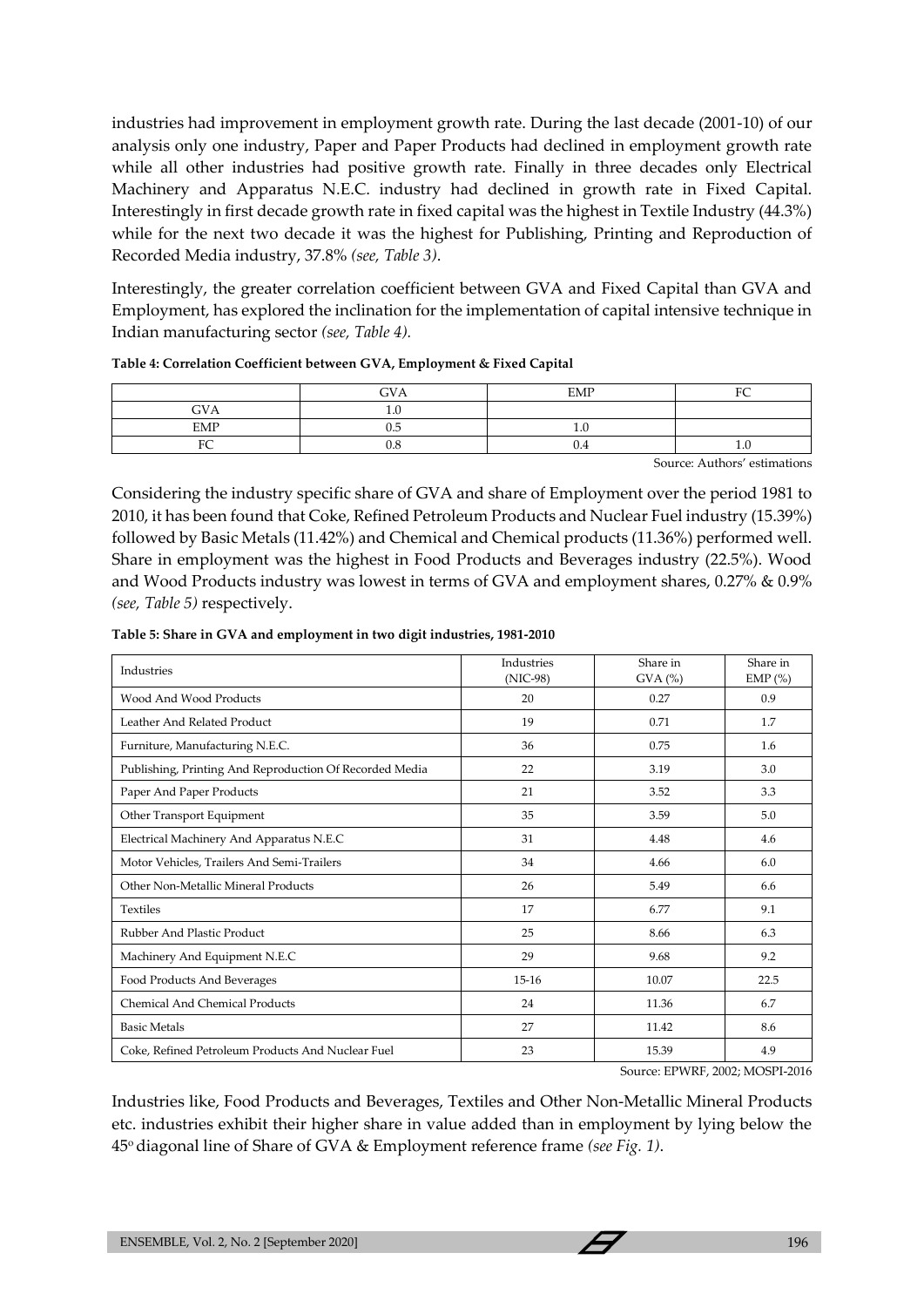industries had improvement in employment growth rate. During the last decade (2001-10) of our analysis only one industry, Paper and Paper Products had declined in employment growth rate while all other industries had positive growth rate. Finally in three decades only Electrical Machinery and Apparatus N.E.C. industry had declined in growth rate in Fixed Capital. Interestingly in first decade growth rate in fixed capital was the highest in Textile Industry (44.3%) while for the next two decade it was the highest for Publishing, Printing and Reproduction of Recorded Media industry, 37.8% *(see, Table 3)*.

Interestingly, the greater correlation coefficient between GVA and Fixed Capital than GVA and Employment, has explored the inclination for the implementation of capital intensive technique in Indian manufacturing sector *(see, Table 4).*

**Table 4: Correlation Coefficient between GVA, Employment & Fixed Capital**

| | GVA | EMP | FC |
|---|---|---|---|
| GVA | 1.0 | | |
| EMP | 0.5 | 1.0 | |
| FC | 0.8 | 0.4 | 1.0 |

Source: Authors' estimations

Considering the industry specific share of GVA and share of Employment over the period 1981 to 2010, it has been found that Coke, Refined Petroleum Products and Nuclear Fuel industry (15.39%) followed by Basic Metals (11.42%) and Chemical and Chemical products (11.36%) performed well. Share in employment was the highest in Food Products and Beverages industry (22.5%). Wood and Wood Products industry was lowest in terms of GVA and employment shares, 0.27% & 0.9% *(see, Table 5)* respectively.

**Table 5: Share in GVA and employment in two digit industries, 1981-2010**

| Industries | Industries (NIC-98) | Share in GVA (%) | Share in EMP (%) |
|---|---|---|---|
| Wood And Wood Products | 20 | 0.27 | 0.9 |
| Leather And Related Product | 19 | 0.71 | 1.7 |
| Furniture, Manufacturing N.E.C. | 36 | 0.75 | 1.6 |
| Publishing, Printing And Reproduction Of Recorded Media | 22 | 3.19 | 3.0 |
| Paper And Paper Products | 21 | 3.52 | 3.3 |
| Other Transport Equipment | 35 | 3.59 | 5.0 |
| Electrical Machinery And Apparatus N.E.C | 31 | 4.48 | 4.6 |
| Motor Vehicles, Trailers And Semi-Trailers | 34 | 4.66 | 6.0 |
| Other Non-Metallic Mineral Products | 26 | 5.49 | 6.6 |
| Textiles | 17 | 6.77 | 9.1 |
| Rubber And Plastic Product | 25 | 8.66 | 6.3 |
| Machinery And Equipment N.E.C | 29 | 9.68 | 9.2 |
| Food Products And Beverages | 15-16 | 10.07 | 22.5 |
| Chemical And Chemical Products | 24 | 11.36 | 6.7 |
| Basic Metals | 27 | 11.42 | 8.6 |
| Coke, Refined Petroleum Products And Nuclear Fuel | 23 | 15.39 | 4.9 |

Source: EPWRF, 2002; MOSPI-2016

Industries like, Food Products and Beverages, Textiles and Other Non-Metallic Mineral Products etc. industries exhibit their higher share in value added than in employment by lying below the 45$^{o}$ diagonal line of Share of GVA & Employment reference frame *(see Fig. 1)*.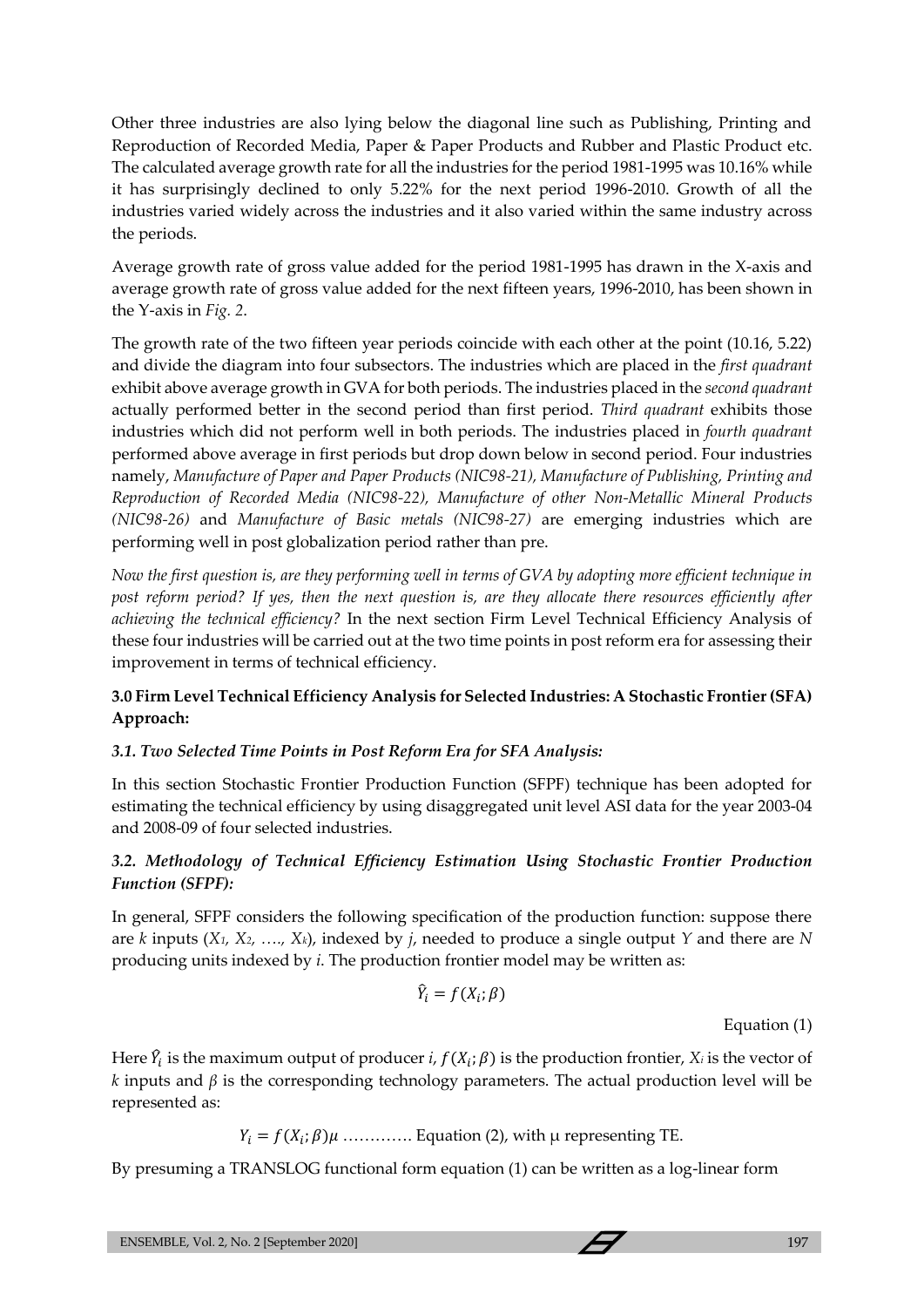Other three industries are also lying below the diagonal line such as Publishing, Printing and Reproduction of Recorded Media, Paper & Paper Products and Rubber and Plastic Product etc. The calculated average growth rate for all the industries for the period 1981-1995 was 10.16% while it has surprisingly declined to only 5.22% for the next period 1996-2010. Growth of all the industries varied widely across the industries and it also varied within the same industry across the periods.

Average growth rate of gross value added for the period 1981-1995 has drawn in the X-axis and average growth rate of gross value added for the next fifteen years, 1996-2010, has been shown in the Y-axis in *Fig. 2*.

The growth rate of the two fifteen year periods coincide with each other at the point (10.16, 5.22) and divide the diagram into four subsectors. The industries which are placed in the *first quadrant* exhibit above average growth in GVA for both periods. The industries placed in the *second quadrant* actually performed better in the second period than first period. *Third quadrant* exhibits those industries which did not perform well in both periods. The industries placed in *fourth quadrant* performed above average in first periods but drop down below in second period. Four industries namely, *Manufacture of Paper and Paper Products (NIC98-21), Manufacture of Publishing, Printing and Reproduction of Recorded Media (NIC98-22), Manufacture of other Non-Metallic Mineral Products (NIC98-26)* and *Manufacture of Basic metals (NIC98-27)* are emerging industries which are performing well in post globalization period rather than pre.

*Now the first question is, are they performing well in terms of GVA by adopting more efficient technique in post reform period? If yes, then the next question is, are they allocate there resources efficiently after achieving the technical efficiency?* In the next section Firm Level Technical Efficiency Analysis of these four industries will be carried out at the two time points in post reform era for assessing their improvement in terms of technical efficiency.

## 3.0 Firm Level Technical Efficiency Analysis for Selected Industries: A Stochastic Frontier (SFA) Approach:

### *3.1. Two Selected Time Points in Post Reform Era for SFA Analysis:*

In this section Stochastic Frontier Production Function (SFPF) technique has been adopted for estimating the technical efficiency by using disaggregated unit level ASI data for the year 2003-04 and 2008-09 of four selected industries.

### *3.2. Methodology of Technical Efficiency Estimation Using Stochastic Frontier Production Function (SFPF):*

In general, SFPF considers the following specification of the production function: suppose there are $k$ inputs ($X_1, X_2, \ldots, X_k$), indexed by $j$, needed to produce a single output $Y$ and there are $N$ producing units indexed by $i$. The production frontier model may be written as:

$$\hat{Y}_i = f(X_i; \beta)$$

Equation (1)

Here $\hat{Y}_i$ is the maximum output of producer $i$, $f(X_i; \beta)$ is the production frontier, $X_i$ is the vector of $k$ inputs and $\beta$ is the corresponding technology parameters. The actual production level will be represented as:

$Y_i = f(X_i; \beta)\mu$ …………. Equation (2), with μ representing TE.

By presuming a TRANSLOG functional form equation (1) can be written as a log-linear form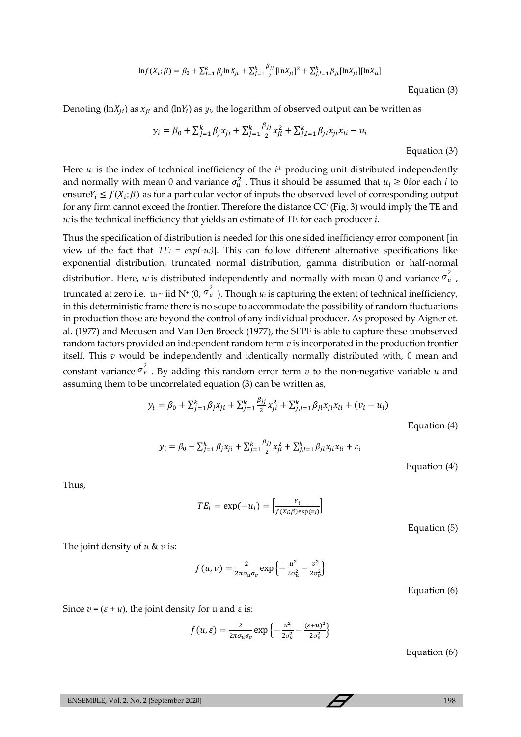$$\ln f(X_i;\beta) = \beta_0 + \sum_{j=1}^{k}\beta_j \ln X_{ji} + \sum_{j=1}^{k}\frac{\beta_{jj}}{2}[\ln X_{ji}]^2 + \sum_{j,l=1}^{k}\beta_{jl}[\ln X_{ji}][\ln X_{li}]$$

Equation (3)

Denoting ($\ln X_{ji}$) as $x_{ji}$ and ($\ln Y_i$) as $y_i$, the logarithm of observed output can be written as

$$y_i = \beta_0 + \sum_{j=1}^{k}\beta_j x_{ji} + \sum_{j=1}^{k}\frac{\beta_{jj}}{2}x_{ji}^2 + \sum_{j,l=1}^{k}\beta_{jl}x_{ji}x_{li} - u_i$$

Equation (3/)

Here $u_i$ is the index of technical inefficiency of the $i^{th}$ producing unit distributed independently and normally with mean 0 and variance $\sigma_u^2$. Thus it should be assumed that $u_i \geq 0$for each $i$ to ensure$Y_i \leq f(X_i;\beta)$ as for a particular vector of inputs the observed level of corresponding output for any firm cannot exceed the frontier. Therefore the distance CC/ (Fig. 3) would imply the TE and $u_i$ is the technical inefficiency that yields an estimate of TE for each producer $i$.

Thus the specification of distribution is needed for this one sided inefficiency error component [in view of the fact that $TE_i = exp(-u_i)$]. This can follow different alternative specifications like exponential distribution, truncated normal distribution, gamma distribution or half-normal distribution. Here, $u_i$ is distributed independently and normally with mean 0 and variance $\sigma_u^2$, truncated at zero i.e. $u_i \sim$ iid $N^+(0, \sigma_u^2)$. Though $u_i$ is capturing the extent of technical inefficiency, in this deterministic frame there is no scope to accommodate the possibility of random fluctuations in production those are beyond the control of any individual producer. As proposed by Aigner et. al. (1977) and Meeusen and Van Den Broeck (1977), the SFPF is able to capture these unobserved random factors provided an independent random term $v$ is incorporated in the production frontier itself. This $v$ would be independently and identically normally distributed with, 0 mean and constant variance $\sigma_v^2$. By adding this random error term $v$ to the non-negative variable $u$ and assuming them to be uncorrelated equation (3) can be written as,

$$y_i = \beta_0 + \sum_{j=1}^{k}\beta_j x_{ji} + \sum_{j=1}^{k}\frac{\beta_{jj}}{2}x_{ji}^2 + \sum_{j,l=1}^{k}\beta_{jl}x_{ji}x_{li} + (v_i - u_i)$$

Equation (4)

$$y_i = \beta_0 + \sum_{j=1}^{k}\beta_j x_{ji} + \sum_{j=1}^{k}\frac{\beta_{jj}}{2}x_{ji}^2 + \sum_{j,l=1}^{k}\beta_{jl}x_{ji}x_{li} + \varepsilon_i$$

Equation (4/)

Thus,

$$TE_i = \exp(-u_i) = \left[\frac{Y_i}{f(X_i;\beta)\exp(v_i)}\right]$$

Equation (5)

The joint density of $u$ & $v$ is:

$$f(u,v) = \frac{2}{2\pi\sigma_u\sigma_v}\exp\left\{-\frac{u^2}{2\sigma_u^2} - \frac{v^2}{2\sigma_v^2}\right\}$$

Equation (6)

Since $v = (\varepsilon + u)$, the joint density for u and $\varepsilon$ is:

$$f(u,\varepsilon) = \frac{2}{2\pi\sigma_u\sigma_v}\exp\left\{-\frac{u^2}{2\sigma_u^2} - \frac{(\varepsilon+u)^2}{2\sigma_v^2}\right\}$$

Equation (6/)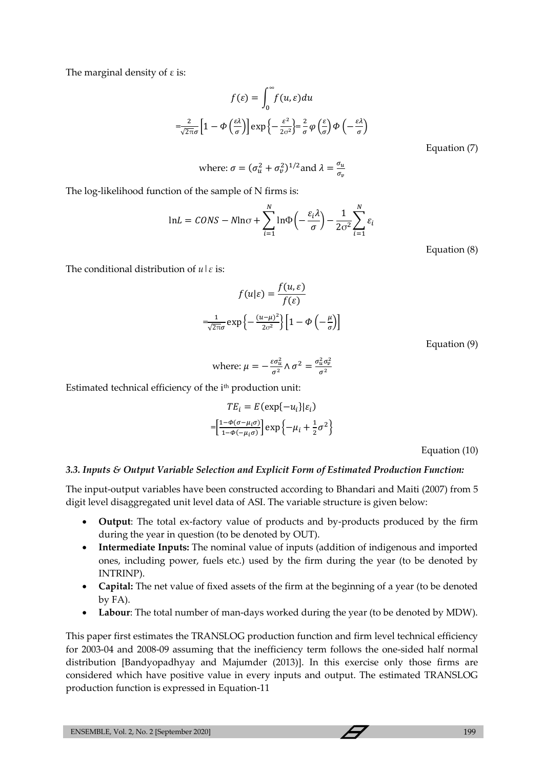The marginal density of ε is:

$$f(\varepsilon) = \int_0^\infty f(u,\varepsilon)du$$

$$=\frac{2}{\sqrt{2\pi}\sigma}\left[1-\Phi\left(\frac{\varepsilon\lambda}{\sigma}\right)\right]\exp\left\{-\frac{\varepsilon^2}{2\sigma^2}\right\}=\frac{2}{\sigma}\varphi\left(\frac{\varepsilon}{\sigma}\right)\Phi\left(-\frac{\varepsilon\lambda}{\sigma}\right)$$

Equation (7)

$$\text{where: } \sigma = (\sigma_u^2+\sigma_v^2)^{1/2} \text{and } \lambda = \frac{\sigma_u}{\sigma_v}$$

The log-likelihood function of the sample of N firms is:

$$\ln L = CONS - N\ln\sigma + \sum_{i=1}^{N}\ln\Phi\left(-\frac{\varepsilon_i\lambda}{\sigma}\right) - \frac{1}{2\sigma^2}\sum_{i=1}^{N}\varepsilon_i$$

Equation (8)

The conditional distribution of $u|\varepsilon$ is:

$$f(u|\varepsilon) = \frac{f(u,\varepsilon)}{f(\varepsilon)}$$

$$=\frac{1}{\sqrt{2\pi}\sigma}\exp\left\{-\frac{(u-\mu)^2}{2\sigma^2}\right\}\left[1-\Phi\left(-\frac{\mu}{\sigma}\right)\right]$$

Equation (9)

$$\text{where: } \mu = -\frac{\varepsilon\sigma_u^2}{\sigma^2} \wedge \sigma^2 = \frac{\sigma_u^2\sigma_v^2}{\sigma^2}$$

Estimated technical efficiency of the i[th] production unit:

$$TE_i = E(\exp\{-u_i\}|\varepsilon_i)$$

$$=\left[\frac{1-\Phi(\sigma-\mu_i\sigma)}{1-\Phi(-\mu_i\sigma)}\right]\exp\left\{-\mu_i+\frac{1}{2}\sigma^2\right\}$$

Equation (10)

### *3.3. Inputs & Output Variable Selection and Explicit Form of Estimated Production Function:*

The input-output variables have been constructed according to Bhandari and Maiti (2007) from 5 digit level disaggregated unit level data of ASI. The variable structure is given below:

- **Output**: The total ex-factory value of products and by-products produced by the firm during the year in question (to be denoted by OUT).
- **Intermediate Inputs:** The nominal value of inputs (addition of indigenous and imported ones, including power, fuels etc.) used by the firm during the year (to be denoted by INTRINP).
- **Capital:** The net value of fixed assets of the firm at the beginning of a year (to be denoted by FA).
- **Labour**: The total number of man-days worked during the year (to be denoted by MDW).

This paper first estimates the TRANSLOG production function and firm level technical efficiency for 2003-04 and 2008-09 assuming that the inefficiency term follows the one-sided half normal distribution [Bandyopadhyay and Majumder (2013)]. In this exercise only those firms are considered which have positive value in every inputs and output. The estimated TRANSLOG production function is expressed in Equation-11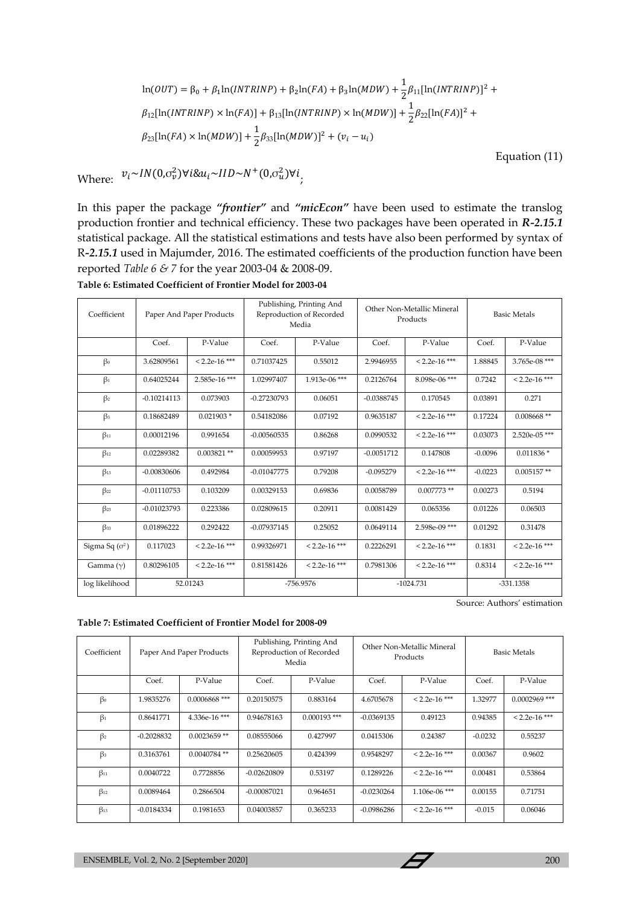$$\ln(OUT) = \beta_0 + \beta_1 \ln(INTRINP) + \beta_2 \ln(FA) + \beta_3 \ln(MDW) + \frac{1}{2}\beta_{11}[\ln(INTRINP)]^2 + \beta_{12}[\ln(INTRINP) \times \ln(FA)] + \beta_{13}[\ln(INTRINP) \times \ln(MDW)] + \frac{1}{2}\beta_{22}[\ln(FA)]^2 + \beta_{23}[\ln(FA) \times \ln(MDW)] + \frac{1}{2}\beta_{33}[\ln(MDW)]^2 + (v_i - u_i)$$

Equation (11)

Where: $v_i \sim IN(0, \sigma_v^2) \forall i \& u_i \sim IID \sim N^+(0, \sigma_u^2) \forall i$;

In this paper the package ***"frontier"*** and ***"micEcon"*** have been used to estimate the translog production frontier and technical efficiency. These two packages have been operated in ***R-2.15.1*** statistical package. All the statistical estimations and tests have also been performed by syntax of R-***2.15.1*** used in Majumder, 2016. The estimated coefficients of the production function have been reported *Table 6 & 7* for the year 2003-04 & 2008-09.

**Table 6: Estimated Coefficient of Frontier Model for 2003-04**

| Coefficient | Paper And Paper Products | | Publishing, Printing And Reproduction of Recorded Media | | Other Non-Metallic Mineral Products | | Basic Metals | |
|---|---|---|---|---|---|---|---|---|
| | Coef. | P-Value | Coef. | P-Value | Coef. | P-Value | Coef. | P-Value |
| $\beta_0$ | 3.62809561 | < 2.2e-16 *** | 0.71037425 | 0.55012 | 2.9946955 | < 2.2e-16 *** | 1.88845 | 3.765e-08 *** |
| $\beta_1$ | 0.64025244 | 2.585e-16 *** | 1.02997407 | 1.913e-06 *** | 0.2126764 | 8.098e-06 *** | 0.7242 | < 2.2e-16 *** |
| $\beta_2$ | -0.10214113 | 0.073903 | -0.27230793 | 0.06051 | -0.0388745 | 0.170545 | 0.03891 | 0.271 |
| $\beta_3$ | 0.18682489 | 0.021903 * | 0.54182086 | 0.07192 | 0.9635187 | < 2.2e-16 *** | 0.17224 | 0.008668 ** |
| $\beta_{11}$ | 0.00012196 | 0.991654 | -0.00560535 | 0.86268 | 0.0990532 | < 2.2e-16 *** | 0.03073 | 2.520e-05 *** |
| $\beta_{12}$ | 0.02289382 | 0.003821 ** | 0.00059953 | 0.97197 | -0.0051712 | 0.147808 | -0.0096 | 0.011836 * |
| $\beta_{13}$ | -0.00830606 | 0.492984 | -0.01047775 | 0.79208 | -0.095279 | < 2.2e-16 *** | -0.0223 | 0.005157 ** |
| $\beta_{22}$ | -0.01110753 | 0.103209 | 0.00329153 | 0.69836 | 0.0058789 | 0.007773 ** | 0.00273 | 0.5194 |
| $\beta_{23}$ | -0.01023793 | 0.223386 | 0.02809615 | 0.20911 | 0.0081429 | 0.065356 | 0.01226 | 0.06503 |
| $\beta_{33}$ | 0.01896222 | 0.292422 | -0.07937145 | 0.25052 | 0.0649114 | 2.598e-09 *** | 0.01292 | 0.31478 |
| Sigma Sq ($\sigma^2$) | 0.117023 | < 2.2e-16 *** | 0.99326971 | < 2.2e-16 *** | 0.2226291 | < 2.2e-16 *** | 0.1831 | < 2.2e-16 *** |
| Gamma ($\gamma$) | 0.80296105 | < 2.2e-16 *** | 0.81581426 | < 2.2e-16 *** | 0.7981306 | < 2.2e-16 *** | 0.8314 | < 2.2e-16 *** |
| log likelihood | 52.01243 | | -756.9576 | | -1024.731 | | -331.1358 | |

Source: Authors' estimation

**Table 7: Estimated Coefficient of Frontier Model for 2008-09**

| Coefficient | Paper And Paper Products | | Publishing, Printing And Reproduction of Recorded Media | | Other Non-Metallic Mineral Products | | Basic Metals | |
|---|---|---|---|---|---|---|---|---|
| | Coef. | P-Value | Coef. | P-Value | Coef. | P-Value | Coef. | P-Value |
| $\beta_0$ | 1.9835276 | 0.0006868 *** | 0.20150575 | 0.883164 | 4.6705678 | < 2.2e-16 *** | 1.32977 | 0.0002969 *** |
| $\beta_1$ | 0.8641771 | 4.336e-16 *** | 0.94678163 | 0.000193 *** | -0.0369135 | 0.49123 | 0.94385 | < 2.2e-16 *** |
| $\beta_2$ | -0.2028832 | 0.0023659 ** | 0.08555066 | 0.427997 | 0.0415306 | 0.24387 | -0.0232 | 0.55237 |
| $\beta_3$ | 0.3163761 | 0.0040784 ** | 0.25620605 | 0.424399 | 0.9548297 | < 2.2e-16 *** | 0.00367 | 0.9602 |
| $\beta_{11}$ | 0.0040722 | 0.7728856 | -0.02620809 | 0.53197 | 0.1289226 | < 2.2e-16 *** | 0.00481 | 0.53864 |
| $\beta_{12}$ | 0.0089464 | 0.2866504 | -0.00087021 | 0.964651 | -0.0230264 | 1.106e-06 *** | 0.00155 | 0.71751 |
| $\beta_{13}$ | -0.0184334 | 0.1981653 | 0.04003857 | 0.365233 | -0.0986286 | < 2.2e-16 *** | -0.015 | 0.06046 |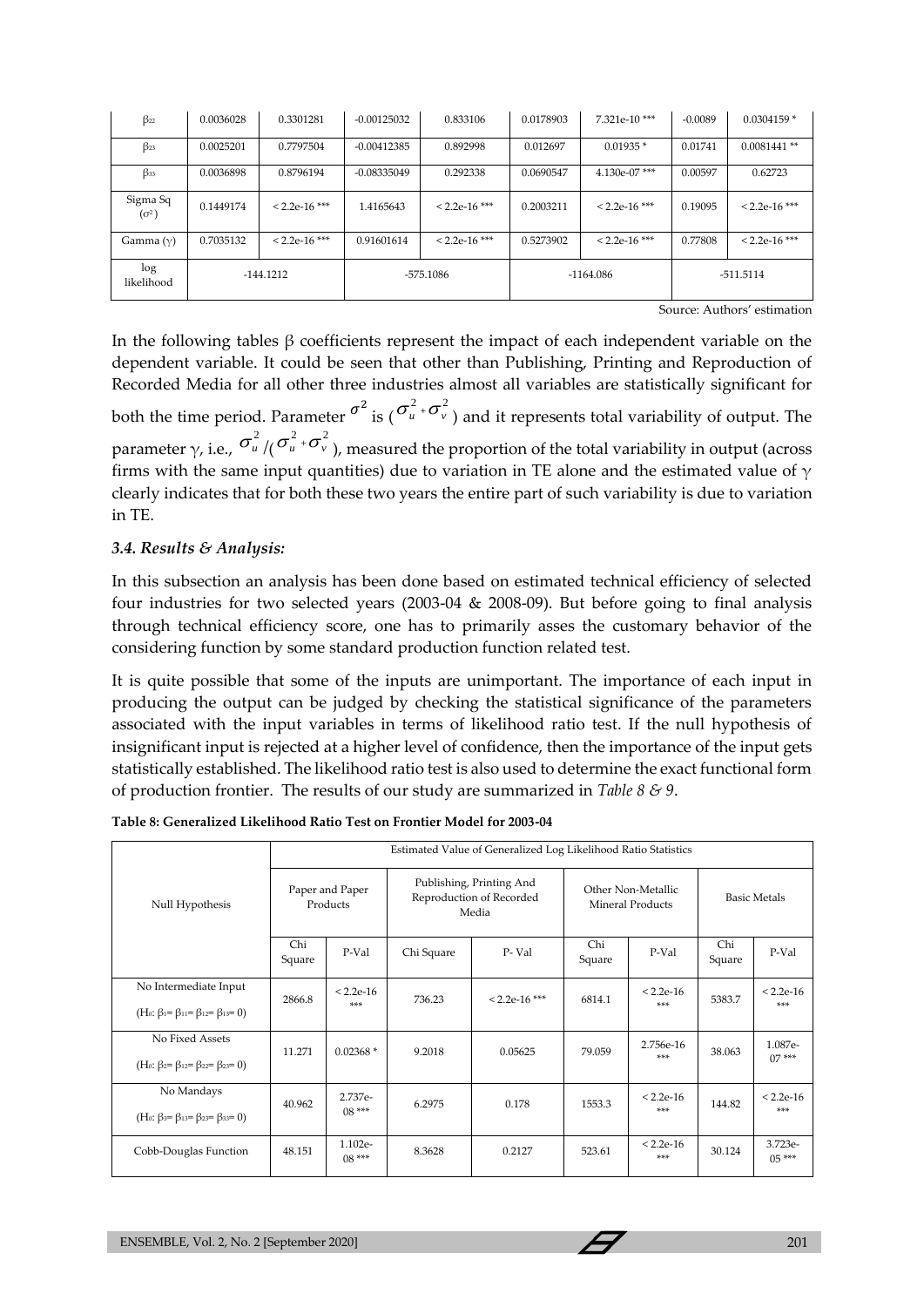| $\beta_{22}$ | 0.0036028 | 0.3301281 | -0.00125032 | 0.833106 | 0.0178903 | 7.321e-10 *** | -0.0089 | 0.0304159 * |
|---|---|---|---|---|---|---|---|---|
| $\beta_{23}$ | 0.0025201 | 0.7797504 | -0.00412385 | 0.892998 | 0.012697 | 0.01935 * | 0.01741 | 0.0081441 ** |
| $\beta_{33}$ | 0.0036898 | 0.8796194 | -0.08335049 | 0.292338 | 0.0690547 | 4.130e-07 *** | 0.00597 | 0.62723 |
| Sigma Sq ($\sigma^2$) | 0.1449174 | < 2.2e-16 *** | 1.4165643 | < 2.2e-16 *** | 0.2003211 | < 2.2e-16 *** | 0.19095 | < 2.2e-16 *** |
| Gamma ($\gamma$) | 0.7035132 | < 2.2e-16 *** | 0.91601614 | < 2.2e-16 *** | 0.5273902 | < 2.2e-16 *** | 0.77808 | < 2.2e-16 *** |
| log likelihood | -144.1212 | | -575.1086 | | -1164.086 | | -511.5114 | |

Source: Authors' estimation

In the following tables β coefficients represent the impact of each independent variable on the dependent variable. It could be seen that other than Publishing, Printing and Reproduction of Recorded Media for all other three industries almost all variables are statistically significant for both the time period. Parameter $\sigma^2$ is ($\sigma_u^2 + \sigma_v^2$) and it represents total variability of output. The parameter γ, i.e., $\sigma_u^2 / (\sigma_u^2 + \sigma_v^2)$, measured the proportion of the total variability in output (across firms with the same input quantities) due to variation in TE alone and the estimated value of γ clearly indicates that for both these two years the entire part of such variability is due to variation in TE.

### *3.4. Results & Analysis:*

In this subsection an analysis has been done based on estimated technical efficiency of selected four industries for two selected years (2003-04 & 2008-09). But before going to final analysis through technical efficiency score, one has to primarily asses the customary behavior of the considering function by some standard production function related test.

It is quite possible that some of the inputs are unimportant. The importance of each input in producing the output can be judged by checking the statistical significance of the parameters associated with the input variables in terms of likelihood ratio test. If the null hypothesis of insignificant input is rejected at a higher level of confidence, then the importance of the input gets statistically established. The likelihood ratio test is also used to determine the exact functional form of production frontier. The results of our study are summarized in *Table 8 & 9*.

**Table 8: Generalized Likelihood Ratio Test on Frontier Model for 2003-04**

| Null Hypothesis | Estimated Value of Generalized Log Likelihood Ratio Statistics | | | | | | | |
|---|---|---|---|---|---|---|---|---|
| | Paper and Paper Products | | Publishing, Printing And Reproduction of Recorded Media | | Other Non-Metallic Mineral Products | | Basic Metals | |
| | Chi Square | P-Val | Chi Square | P- Val | Chi Square | P-Val | Chi Square | P-Val |
| No Intermediate Input ($H_0$: $\beta_1 = \beta_{11} = \beta_{12} = \beta_{13} = 0$) | 2866.8 | < 2.2e-16 *** | 736.23 | < 2.2e-16 *** | 6814.1 | < 2.2e-16 *** | 5383.7 | < 2.2e-16 *** |
| No Fixed Assets ($H_0$: $\beta_2 = \beta_{12} = \beta_{22} = \beta_{23} = 0$) | 11.271 | 0.02368 * | 9.2018 | 0.05625 | 79.059 | 2.756e-16 *** | 38.063 | 1.087e-07 *** |
| No Mandays ($H_0$: $\beta_3 = \beta_{13} = \beta_{23} = \beta_{33} = 0$) | 40.962 | 2.737e-08 *** | 6.2975 | 0.178 | 1553.3 | < 2.2e-16 *** | 144.82 | < 2.2e-16 *** |
| Cobb-Douglas Function | 48.151 | 1.102e-08 *** | 8.3628 | 0.2127 | 523.61 | < 2.2e-16 *** | 30.124 | 3.723e-05 *** |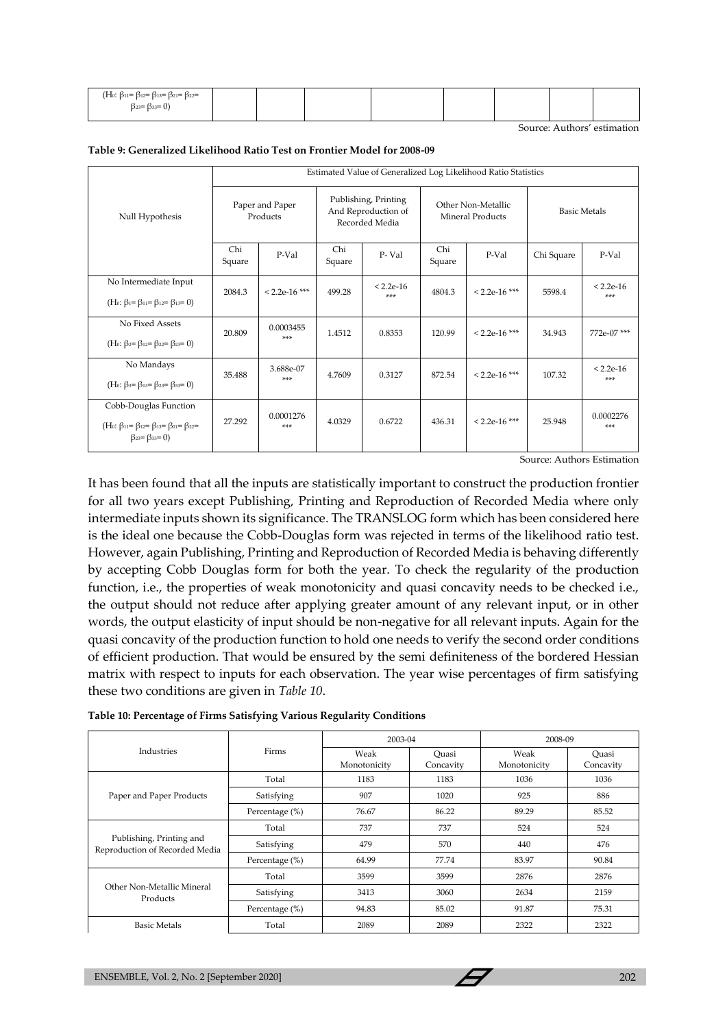| $(H_0: \beta_{11}= \beta_{12}= \beta_{13}= \beta_{21}= \beta_{22}= \beta_{23}= \beta_{33}= 0)$ | | | | | | | | |
|---|---|---|---|---|---|---|---|---|

Source: Authors' estimation

**Table 9: Generalized Likelihood Ratio Test on Frontier Model for 2008-09**

| Null Hypothesis | Estimated Value of Generalized Log Likelihood Ratio Statistics | | | | | | | |
|---|---|---|---|---|---|---|---|---|
| | Paper and Paper Products | | Publishing, Printing And Reproduction of Recorded Media | | Other Non-Metallic Mineral Products | | Basic Metals | |
| | Chi Square | P-Val | Chi Square | P- Val | Chi Square | P-Val | Chi Square | P-Val |
| No Intermediate Input $(H_0: \beta_1= \beta_{11}= \beta_{12}= \beta_{13}= 0)$ | 2084.3 | < 2.2e-16 *** | 499.28 | < 2.2e-16 *** | 4804.3 | < 2.2e-16 *** | 5598.4 | < 2.2e-16 *** |
| No Fixed Assets $(H_0: \beta_2= \beta_{12}= \beta_{22}= \beta_{23}= 0)$ | 20.809 | 0.0003455 *** | 1.4512 | 0.8353 | 120.99 | < 2.2e-16 *** | 34.943 | 772e-07 *** |
| No Mandays $(H_0: \beta_3= \beta_{13}= \beta_{23}= \beta_{33}= 0)$ | 35.488 | 3.688e-07 *** | 4.7609 | 0.3127 | 872.54 | < 2.2e-16 *** | 107.32 | < 2.2e-16 *** |
| Cobb-Douglas Function $(H_0: \beta_{11}= \beta_{12}= \beta_{13}= \beta_{21}= \beta_{22}= \beta_{23}= \beta_{33}= 0)$ | 27.292 | 0.0001276 *** | 4.0329 | 0.6722 | 436.31 | < 2.2e-16 *** | 25.948 | 0.0002276 *** |

Source: Authors Estimation

It has been found that all the inputs are statistically important to construct the production frontier for all two years except Publishing, Printing and Reproduction of Recorded Media where only intermediate inputs shown its significance. The TRANSLOG form which has been considered here is the ideal one because the Cobb-Douglas form was rejected in terms of the likelihood ratio test. However, again Publishing, Printing and Reproduction of Recorded Media is behaving differently by accepting Cobb Douglas form for both the year. To check the regularity of the production function, i.e., the properties of weak monotonicity and quasi concavity needs to be checked i.e., the output should not reduce after applying greater amount of any relevant input, or in other words, the output elasticity of input should be non-negative for all relevant inputs. Again for the quasi concavity of the production function to hold one needs to verify the second order conditions of efficient production. That would be ensured by the semi definiteness of the bordered Hessian matrix with respect to inputs for each observation. The year wise percentages of firm satisfying these two conditions are given in *Table 10*.

**Table 10: Percentage of Firms Satisfying Various Regularity Conditions**

| Industries | Firms | 2003-04 | | 2008-09 | |
|---|---|---|---|---|---|
| | | Weak Monotonicity | Quasi Concavity | Weak Monotonicity | Quasi Concavity |
| Paper and Paper Products | Total | 1183 | 1183 | 1036 | 1036 |
| | Satisfying | 907 | 1020 | 925 | 886 |
| | Percentage (%) | 76.67 | 86.22 | 89.29 | 85.52 |
| Publishing, Printing and Reproduction of Recorded Media | Total | 737 | 737 | 524 | 524 |
| | Satisfying | 479 | 570 | 440 | 476 |
| | Percentage (%) | 64.99 | 77.74 | 83.97 | 90.84 |
| Other Non-Metallic Mineral Products | Total | 3599 | 3599 | 2876 | 2876 |
| | Satisfying | 3413 | 3060 | 2634 | 2159 |
| | Percentage (%) | 94.83 | 85.02 | 91.87 | 75.31 |
| Basic Metals | Total | 2089 | 2089 | 2322 | 2322 |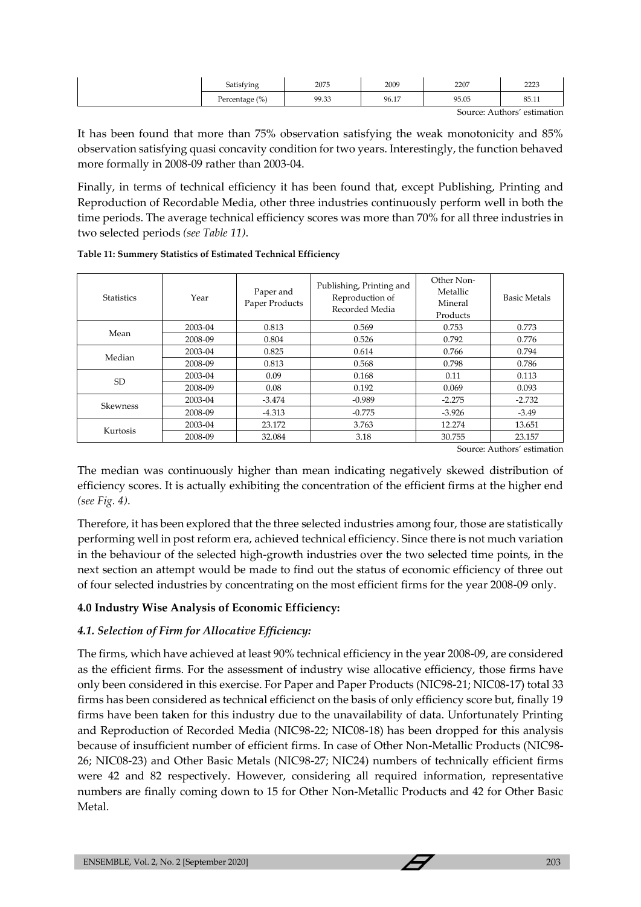|  | Satisfying | 2075 | 2009 | 2207 | 2223 |
|---|---|---|---|---|---|
|  | Percentage (%) | 99.33 | 96.17 | 95.05 | 85.11 |

Source: Authors' estimation

It has been found that more than 75% observation satisfying the weak monotonicity and 85% observation satisfying quasi concavity condition for two years. Interestingly, the function behaved more formally in 2008-09 rather than 2003-04.

Finally, in terms of technical efficiency it has been found that, except Publishing, Printing and Reproduction of Recordable Media, other three industries continuously perform well in both the time periods. The average technical efficiency scores was more than 70% for all three industries in two selected periods *(see Table 11)*.

**Table 11: Summery Statistics of Estimated Technical Efficiency**

| Statistics | Year | Paper and Paper Products | Publishing, Printing and Reproduction of Recorded Media | Other Non-Metallic Mineral Products | Basic Metals |
|---|---|---|---|---|---|
| Mean | 2003-04 | 0.813 | 0.569 | 0.753 | 0.773 |
|  | 2008-09 | 0.804 | 0.526 | 0.792 | 0.776 |
| Median | 2003-04 | 0.825 | 0.614 | 0.766 | 0.794 |
|  | 2008-09 | 0.813 | 0.568 | 0.798 | 0.786 |
| SD | 2003-04 | 0.09 | 0.168 | 0.11 | 0.113 |
|  | 2008-09 | 0.08 | 0.192 | 0.069 | 0.093 |
| Skewness | 2003-04 | -3.474 | -0.989 | -2.275 | -2.732 |
|  | 2008-09 | -4.313 | -0.775 | -3.926 | -3.49 |
| Kurtosis | 2003-04 | 23.172 | 3.763 | 12.274 | 13.651 |
|  | 2008-09 | 32.084 | 3.18 | 30.755 | 23.157 |

Source: Authors' estimation

The median was continuously higher than mean indicating negatively skewed distribution of efficiency scores. It is actually exhibiting the concentration of the efficient firms at the higher end *(see Fig. 4)*.

Therefore, it has been explored that the three selected industries among four, those are statistically performing well in post reform era, achieved technical efficiency. Since there is not much variation in the behaviour of the selected high-growth industries over the two selected time points, in the next section an attempt would be made to find out the status of economic efficiency of three out of four selected industries by concentrating on the most efficient firms for the year 2008-09 only.

## 4.0 Industry Wise Analysis of Economic Efficiency:

### *4.1. Selection of Firm for Allocative Efficiency:*

The firms, which have achieved at least 90% technical efficiency in the year 2008-09, are considered as the efficient firms. For the assessment of industry wise allocative efficiency, those firms have only been considered in this exercise. For Paper and Paper Products (NIC98-21; NIC08-17) total 33 firms has been considered as technical efficienct on the basis of only efficiency score but, finally 19 firms have been taken for this industry due to the unavailability of data. Unfortunately Printing and Reproduction of Recorded Media (NIC98-22; NIC08-18) has been dropped for this analysis because of insufficient number of efficient firms. In case of Other Non-Metallic Products (NIC98-26; NIC08-23) and Other Basic Metals (NIC98-27; NIC24) numbers of technically efficient firms were 42 and 82 respectively. However, considering all required information, representative numbers are finally coming down to 15 for Other Non-Metallic Products and 42 for Other Basic Metal.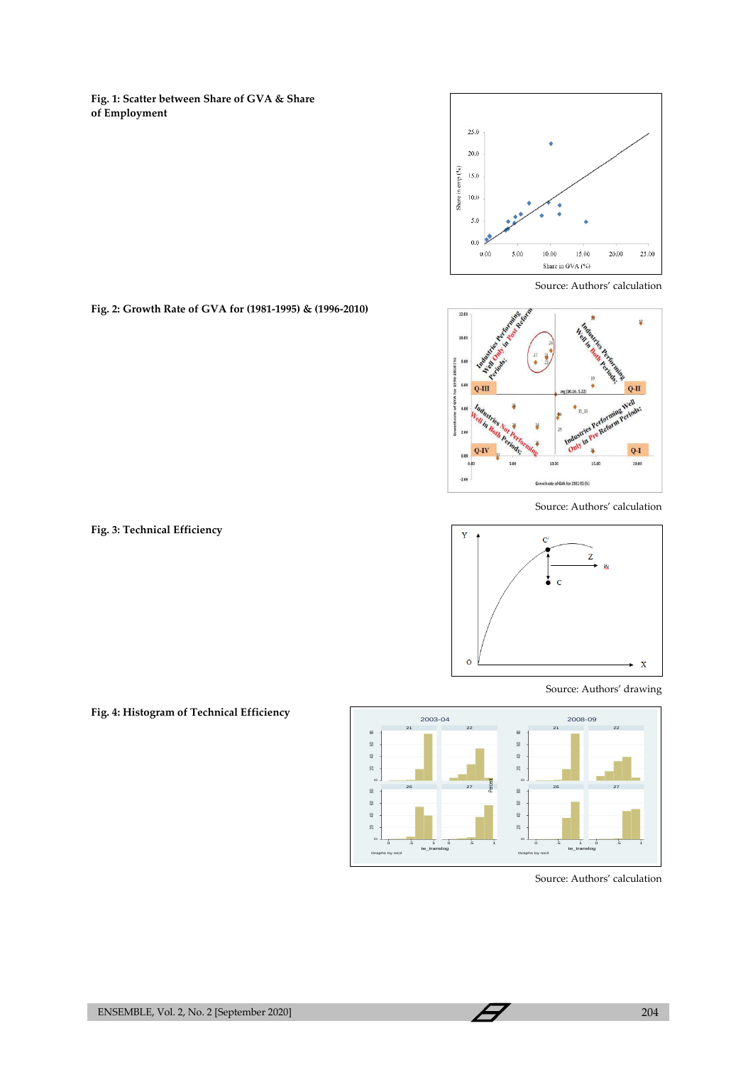**Fig. 1: Scatter between Share of GVA & Share of Employment**

Source: Authors' calculation

**Fig. 2: Growth Rate of GVA for (1981-1995) & (1996-2010)**

Source: Authors' calculation

**Fig. 3: Technical Efficiency**

Source: Authors' drawing

**Fig. 4: Histogram of Technical Efficiency**

Source: Authors' calculation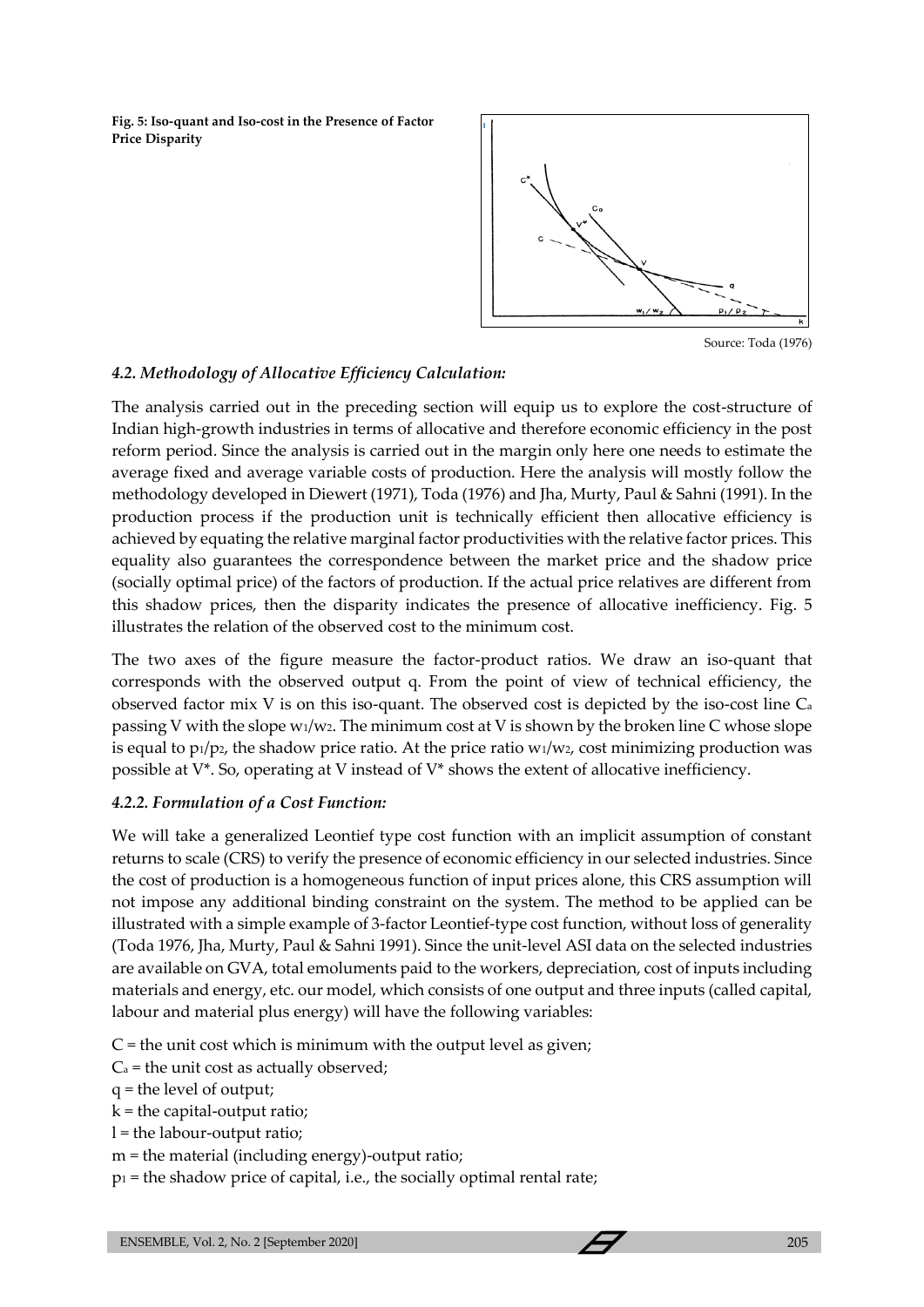**Fig. 5: Iso-quant and Iso-cost in the Presence of Factor Price Disparity**

Source: Toda (1976)

### *4.2. Methodology of Allocative Efficiency Calculation:*

The analysis carried out in the preceding section will equip us to explore the cost-structure of Indian high-growth industries in terms of allocative and therefore economic efficiency in the post reform period. Since the analysis is carried out in the margin only here one needs to estimate the average fixed and average variable costs of production. Here the analysis will mostly follow the methodology developed in Diewert (1971), Toda (1976) and Jha, Murty, Paul & Sahni (1991). In the production process if the production unit is technically efficient then allocative efficiency is achieved by equating the relative marginal factor productivities with the relative factor prices. This equality also guarantees the correspondence between the market price and the shadow price (socially optimal price) of the factors of production. If the actual price relatives are different from this shadow prices, then the disparity indicates the presence of allocative inefficiency. Fig. 5 illustrates the relation of the observed cost to the minimum cost.

The two axes of the figure measure the factor-product ratios. We draw an iso-quant that corresponds with the observed output q. From the point of view of technical efficiency, the observed factor mix V is on this iso-quant. The observed cost is depicted by the iso-cost line $C_a$ passing V with the slope $w_1/w_2$. The minimum cost at V is shown by the broken line C whose slope is equal to $p_1/p_2$, the shadow price ratio. At the price ratio $w_1/w_2$, cost minimizing production was possible at V*. So, operating at V instead of V* shows the extent of allocative inefficiency.

### *4.2.2. Formulation of a Cost Function:*

We will take a generalized Leontief type cost function with an implicit assumption of constant returns to scale (CRS) to verify the presence of economic efficiency in our selected industries. Since the cost of production is a homogeneous function of input prices alone, this CRS assumption will not impose any additional binding constraint on the system. The method to be applied can be illustrated with a simple example of 3-factor Leontief-type cost function, without loss of generality (Toda 1976, Jha, Murty, Paul & Sahni 1991). Since the unit-level ASI data on the selected industries are available on GVA, total emoluments paid to the workers, depreciation, cost of inputs including materials and energy, etc. our model, which consists of one output and three inputs (called capital, labour and material plus energy) will have the following variables:

C = the unit cost which is minimum with the output level as given;
$C_a$ = the unit cost as actually observed;
q = the level of output;
k = the capital-output ratio;
l = the labour-output ratio;
m = the material (including energy)-output ratio;
$p_1$ = the shadow price of capital, i.e., the socially optimal rental rate;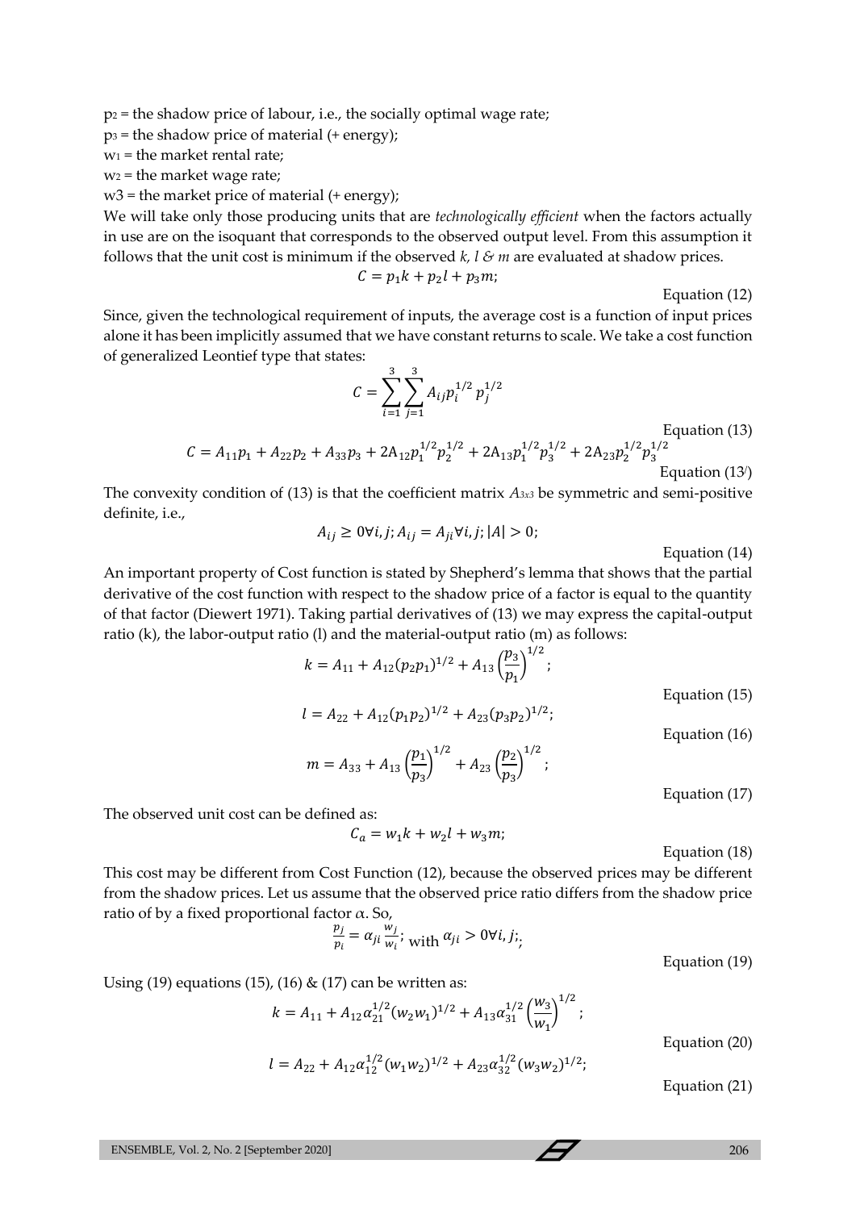$p_2$ = the shadow price of labour, i.e., the socially optimal wage rate;

$p_3$ = the shadow price of material (+ energy);

$w_1$ = the market rental rate;

$w_2$ = the market wage rate;

$w_3$ = the market price of material (+ energy);

We will take only those producing units that are *technologically efficient* when the factors actually in use are on the isoquant that corresponds to the observed output level. From this assumption it follows that the unit cost is minimum if the observed *k, l & m* are evaluated at shadow prices.

$$C = p_1k + p_2l + p_3m;$$

Equation (12)

Since, given the technological requirement of inputs, the average cost is a function of input prices alone it has been implicitly assumed that we have constant returns to scale. We take a cost function of generalized Leontief type that states:

$$C = \sum_{i=1}^{3}\sum_{j=1}^{3} A_{ij}p_i^{1/2}\,p_j^{1/2}$$

Equation (13)

$$C = A_{11}p_1 + A_{22}p_2 + A_{33}p_3 + 2A_{12}p_1^{1/2}p_2^{1/2} + 2A_{13}p_1^{1/2}p_3^{1/2} + 2A_{23}p_2^{1/2}p_3^{1/2}$$

Equation (13/)

The convexity condition of (13) is that the coefficient matrix $A_{3x3}$ be symmetric and semi-positive definite, i.e.,

$$A_{ij} \geq 0 \forall i,j; A_{ij} = A_{ji} \forall i,j; |A| > 0;$$

Equation (14)

An important property of Cost function is stated by Shepherd's lemma that shows that the partial derivative of the cost function with respect to the shadow price of a factor is equal to the quantity of that factor (Diewert 1971). Taking partial derivatives of (13) we may express the capital-output ratio (k), the labor-output ratio (l) and the material-output ratio (m) as follows:

$$k = A_{11} + A_{12}(p_2p_1)^{1/2} + A_{13}\left(\frac{p_3}{p_1}\right)^{1/2};$$

Equation (15)

$$l = A_{22} + A_{12}(p_1p_2)^{1/2} + A_{23}(p_3p_2)^{1/2};$$

Equation (16)

$$m = A_{33} + A_{13}\left(\frac{p_1}{p_3}\right)^{1/2} + A_{23}\left(\frac{p_2}{p_3}\right)^{1/2};$$

Equation (17)

The observed unit cost can be defined as:

$$C_a = w_1k + w_2l + w_3m;$$

Equation (18)

This cost may be different from Cost Function (12), because the observed prices may be different from the shadow prices. Let us assume that the observed price ratio differs from the shadow price ratio of by a fixed proportional factor $\alpha$. So,

$$\frac{p_j}{p_i} = \alpha_{ji}\frac{w_j}{w_i}; \text{ with } \alpha_{ji} > 0 \forall i,j;$$

Equation (19)

Using (19) equations (15), (16) & (17) can be written as:

$$k = A_{11} + A_{12}\alpha_{21}^{1/2}(w_2w_1)^{1/2} + A_{13}\alpha_{31}^{1/2}\left(\frac{w_3}{w_1}\right)^{1/2};$$

Equation (20)

$$l = A_{22} + A_{12}\alpha_{12}^{1/2}(w_1w_2)^{1/2} + A_{23}\alpha_{32}^{1/2}(w_3w_2)^{1/2};$$

Equation (21)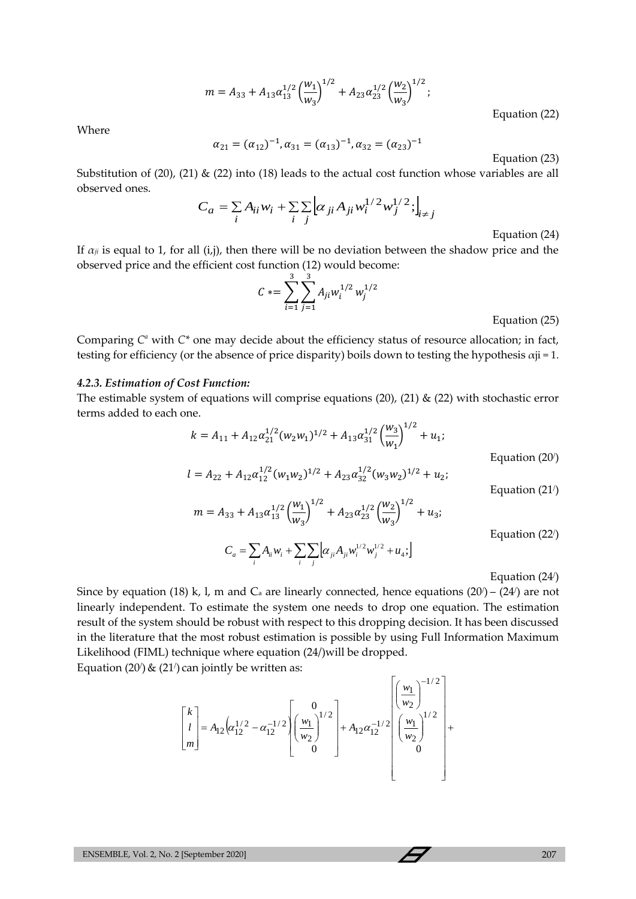$$m = A_{33} + A_{13}\alpha_{13}^{1/2}\left(\frac{w_1}{w_3}\right)^{1/2} + A_{23}\alpha_{23}^{1/2}\left(\frac{w_2}{w_3}\right)^{1/2};$$

Equation (22)

Where

$$\alpha_{21} = (\alpha_{12})^{-1}, \alpha_{31} = (\alpha_{13})^{-1}, \alpha_{32} = (\alpha_{23})^{-1}$$

Equation (23)

Substitution of (20), (21) & (22) into (18) leads to the actual cost function whose variables are all observed ones.

$$C_a = \sum_i A_{ii} w_i + \sum_i \sum_j \left\lfloor \alpha_{ji} A_{ji} w_i^{1/2} w_j^{1/2}; \right\rfloor_{i \neq j}$$

Equation (24)

If $\alpha_{ji}$ is equal to 1, for all (i,j), then there will be no deviation between the shadow price and the observed price and the efficient cost function (12) would become:

$$C* = \sum_{i=1}^{3} \sum_{j=1}^{3} A_{ji} w_i^{1/2} w_j^{1/2}$$

Equation (25)

Comparing $C^a$ with $C^*$ one may decide about the efficiency status of resource allocation; in fact, testing for efficiency (or the absence of price disparity) boils down to testing the hypothesis $\alpha ji = 1$.

#### *4.2.3. Estimation of Cost Function:*

The estimable system of equations will comprise equations (20), (21) & (22) with stochastic error terms added to each one.

$$k = A_{11} + A_{12}\alpha_{21}^{1/2}(w_2 w_1)^{1/2} + A_{13}\alpha_{31}^{1/2}\left(\frac{w_3}{w_1}\right)^{1/2} + u_1;$$

Equation (20/)

$$l = A_{22} + A_{12}\alpha_{12}^{1/2}(w_1 w_2)^{1/2} + A_{23}\alpha_{32}^{1/2}(w_3 w_2)^{1/2} + u_2;$$

Equation (21/)

$$m = A_{33} + A_{13}\alpha_{13}^{1/2}\left(\frac{w_1}{w_3}\right)^{1/2} + A_{23}\alpha_{23}^{1/2}\left(\frac{w_2}{w_3}\right)^{1/2} + u_3;$$

Equation (22/)

$$C_a = \sum_i A_{ii} w_i + \sum_i \sum_j \left\lfloor \alpha_{ji} A_{ji} w_i^{1/2} w_j^{1/2} + u_4; \right\rfloor$$

Equation (24/)

Since by equation (18) k, l, m and $C_a$ are linearly connected, hence equations (20/) – (24/) are not linearly independent. To estimate the system one needs to drop one equation. The estimation result of the system should be robust with respect to this dropping decision. It has been discussed in the literature that the most robust estimation is possible by using Full Information Maximum Likelihood (FIML) technique where equation (24/)will be dropped.

Equation (20/) & (21/) can jointly be written as:

$$\begin{bmatrix} k \\ l \\ m \end{bmatrix} = A_{12}\left(\alpha_{12}^{1/2} - \alpha_{12}^{-1/2}\right)\begin{bmatrix} 0 \\ \left(\frac{w_1}{w_2}\right)^{1/2} \\ 0 \end{bmatrix} + A_{12}\alpha_{12}^{-1/2}\begin{bmatrix} \left(\frac{w_1}{w_2}\right)^{-1/2} \\ \left(\frac{w_1}{w_2}\right)^{1/2} \\ 0 \\ \\ \end{bmatrix} +$$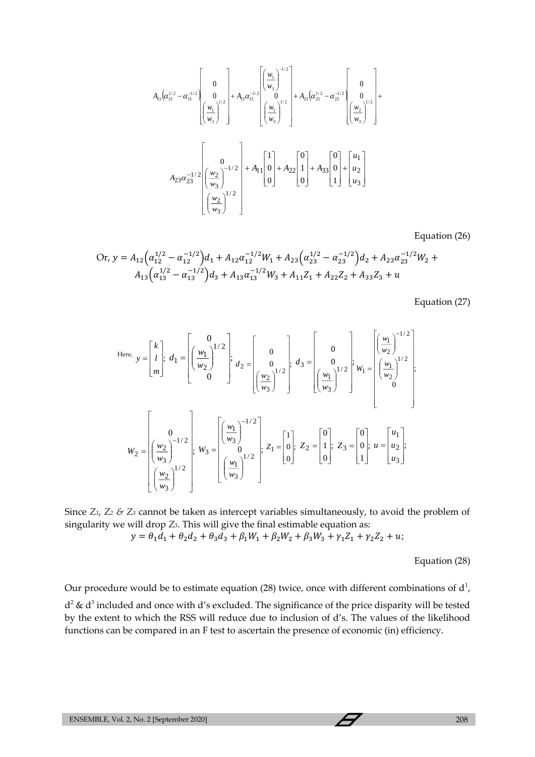$$A_{13}\left(\alpha_{13}^{1/2}-\alpha_{13}^{-1/2}\right)\begin{bmatrix}0\\0\\\left(\frac{w_1}{w_3}\right)^{1/2}\end{bmatrix}+A_{13}\alpha_{13}^{-1/2}\begin{bmatrix}\left(\frac{w_1}{w_3}\right)^{-1/2}\\0\\\left(\frac{w_1}{w_3}\right)^{1/2}\end{bmatrix}+A_{23}\left(\alpha_{23}^{1/2}-\alpha_{23}^{-1/2}\right)\begin{bmatrix}0\\0\\\left(\frac{w_2}{w_3}\right)^{1/2}\end{bmatrix}+$$

$$A_{23}\alpha_{23}^{-1/2}\begin{bmatrix}0\\\left(\frac{w_2}{w_3}\right)^{-1/2}\\\left(\frac{w_2}{w_3}\right)^{1/2}\end{bmatrix}+A_{11}\begin{bmatrix}1\\0\\0\end{bmatrix}+A_{22}\begin{bmatrix}0\\1\\0\end{bmatrix}+A_{33}\begin{bmatrix}0\\0\\1\end{bmatrix}+\begin{bmatrix}u_1\\u_2\\u_3\end{bmatrix}$$

Equation (26)

$$\text{Or, } y = A_{12}\left(\alpha_{12}^{1/2}-\alpha_{12}^{-1/2}\right)d_1 + A_{12}\alpha_{12}^{-1/2}W_1 + A_{23}\left(\alpha_{23}^{1/2}-\alpha_{23}^{-1/2}\right)d_2 + A_{23}\alpha_{23}^{-1/2}W_2 + A_{13}\left(\alpha_{13}^{1/2}-\alpha_{13}^{-1/2}\right)d_3 + A_{13}\alpha_{13}^{-1/2}W_3 + A_{11}Z_1 + A_{22}Z_2 + A_{33}Z_3 + u$$

Equation (27)

$$\text{Here, } y=\begin{bmatrix}k\\l\\m\end{bmatrix};\ d_1=\begin{bmatrix}0\\\left(\frac{w_1}{w_2}\right)^{1/2}\\0\end{bmatrix};\ d_2=\begin{bmatrix}0\\0\\\left(\frac{w_2}{w_3}\right)^{1/2}\end{bmatrix};\ d_3=\begin{bmatrix}0\\0\\\left(\frac{w_1}{w_3}\right)^{1/2}\end{bmatrix};\ W_1=\begin{bmatrix}\left(\frac{w_1}{w_2}\right)^{-1/2}\\\left(\frac{w_1}{w_2}\right)^{1/2}\\0\end{bmatrix};$$

$$W_2=\begin{bmatrix}0\\\left(\frac{w_2}{w_3}\right)^{-1/2}\\\left(\frac{w_2}{w_3}\right)^{1/2}\end{bmatrix};\ W_3=\begin{bmatrix}\left(\frac{w_1}{w_3}\right)^{-1/2}\\0\\\left(\frac{w_1}{w_3}\right)^{1/2}\end{bmatrix};\ Z_1=\begin{bmatrix}1\\0\\0\end{bmatrix};\ Z_2=\begin{bmatrix}0\\1\\0\end{bmatrix};\ Z_3=\begin{bmatrix}0\\0\\1\end{bmatrix};\ u=\begin{bmatrix}u_1\\u_2\\u_3\end{bmatrix};$$

Since $Z_1$, $Z_2$ & $Z_3$ cannot be taken as intercept variables simultaneously, to avoid the problem of singularity we will drop $Z_3$. This will give the final estimable equation as:

$$y = \theta_1 d_1 + \theta_2 d_2 + \theta_3 d_3 + \beta_1 W_1 + \beta_2 W_2 + \beta_3 W_3 + \gamma_1 Z_1 + \gamma_2 Z_2 + u;$$

Equation (28)

Our procedure would be to estimate equation (28) twice, once with different combinations of $d^1$, $d^2$ & $d^3$ included and once with d's excluded. The significance of the price disparity will be tested by the extent to which the RSS will reduce due to inclusion of d's. The values of the likelihood functions can be compared in an F test to ascertain the presence of economic (in) efficiency.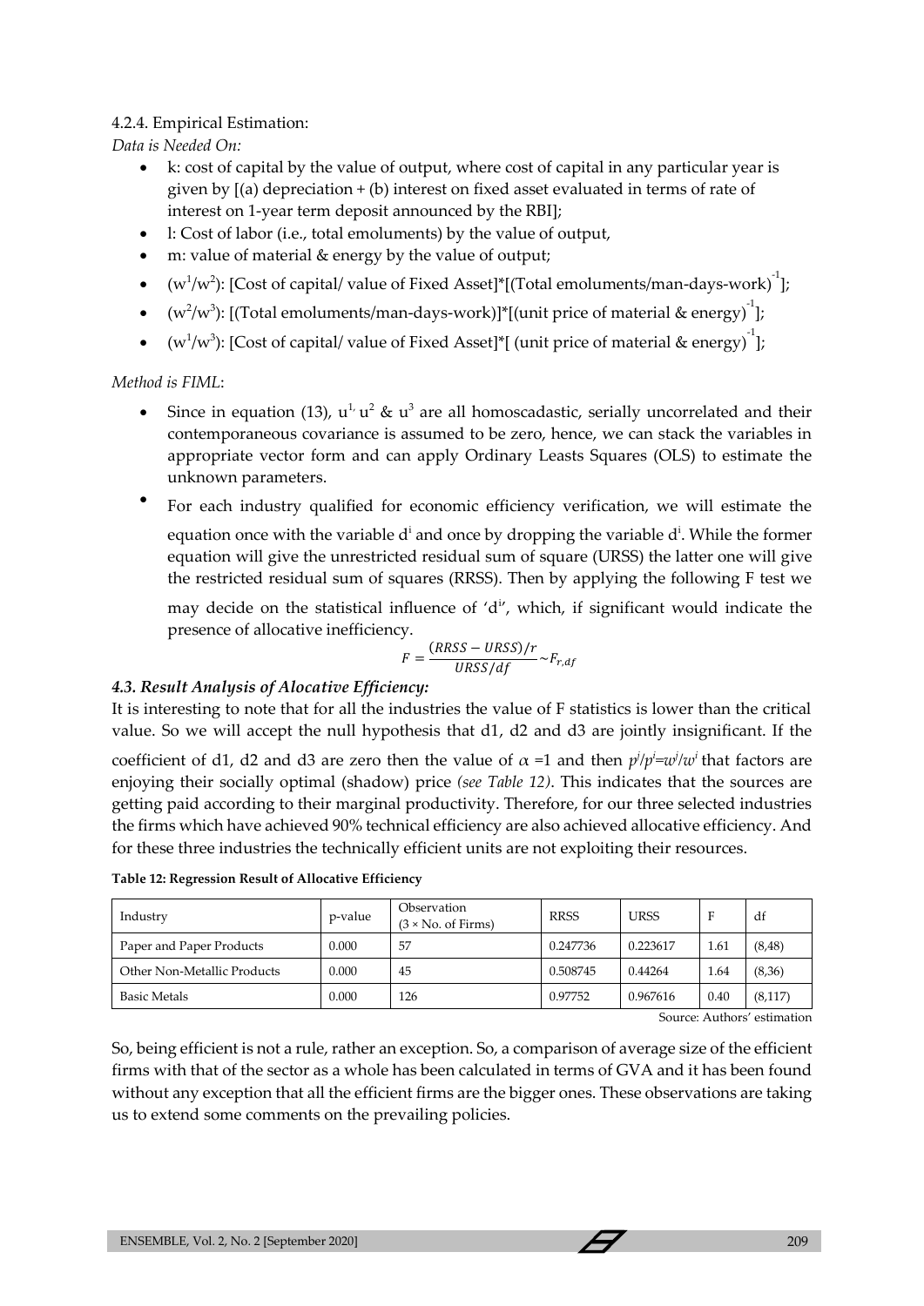4.2.4. Empirical Estimation:

*Data is Needed On:*

- k: cost of capital by the value of output, where cost of capital in any particular year is given by [(a) depreciation + (b) interest on fixed asset evaluated in terms of rate of interest on 1-year term deposit announced by the RBI];
- l: Cost of labor (i.e., total emoluments) by the value of output,
- m: value of material & energy by the value of output;
- $(w^1/w^2)$: [Cost of capital/ value of Fixed Asset]*[(Total emoluments/man-days-work)$^{-1}$];
- $(w^2/w^3)$: [(Total emoluments/man-days-work)]*[(unit price of material & energy)$^{-1}$];
- $(w^1/w^3)$: [Cost of capital/ value of Fixed Asset]*[ (unit price of material & energy)$^{-1}$];

*Method is FIML*:

- Since in equation (13), $u^1$, $u^2$ & $u^3$ are all homoscadastic, serially uncorrelated and their contemporaneous covariance is assumed to be zero, hence, we can stack the variables in appropriate vector form and can apply Ordinary Leasts Squares (OLS) to estimate the unknown parameters.
- For each industry qualified for economic efficiency verification, we will estimate the equation once with the variable $d^i$ and once by dropping the variable $d^i$. While the former equation will give the unrestricted residual sum of square (URSS) the latter one will give the restricted residual sum of squares (RRSS). Then by applying the following F test we may decide on the statistical influence of '$d^i$', which, if significant would indicate the presence of allocative inefficiency.

$$F = \frac{(RRSS - URSS)/r}{URSS/df} \sim F_{r,df}$$

### *4.3. Result Analysis of Alocative Efficiency:*

It is interesting to note that for all the industries the value of F statistics is lower than the critical value. So we will accept the null hypothesis that d1, d2 and d3 are jointly insignificant. If the coefficient of d1, d2 and d3 are zero then the value of $\alpha$ =1 and then $p^j/p^i = w^j/w^i$ that factors are enjoying their socially optimal (shadow) price *(see Table 12)*. This indicates that the sources are getting paid according to their marginal productivity. Therefore, for our three selected industries the firms which have achieved 90% technical efficiency are also achieved allocative efficiency. And for these three industries the technically efficient units are not exploiting their resources.

**Table 12: Regression Result of Allocative Efficiency**

| Industry | p-value | Observation (3 × No. of Firms) | RRSS | URSS | F | df |
|---|---|---|---|---|---|---|
| Paper and Paper Products | 0.000 | 57 | 0.247736 | 0.223617 | 1.61 | (8,48) |
| Other Non-Metallic Products | 0.000 | 45 | 0.508745 | 0.44264 | 1.64 | (8,36) |
| Basic Metals | 0.000 | 126 | 0.97752 | 0.967616 | 0.40 | (8,117) |

Source: Authors' estimation

So, being efficient is not a rule, rather an exception. So, a comparison of average size of the efficient firms with that of the sector as a whole has been calculated in terms of GVA and it has been found without any exception that all the efficient firms are the bigger ones. These observations are taking us to extend some comments on the prevailing policies.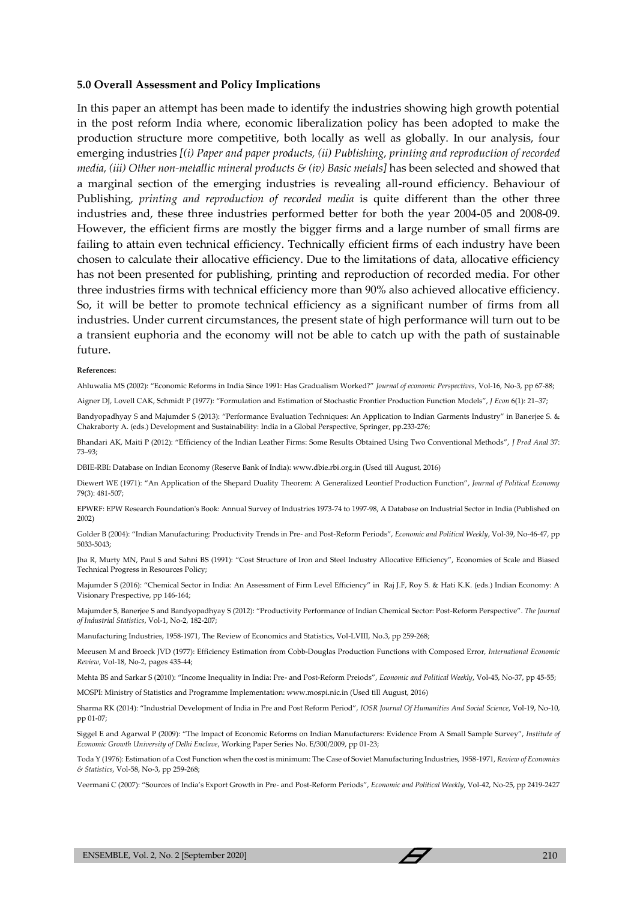## 5.0 Overall Assessment and Policy Implications

In this paper an attempt has been made to identify the industries showing high growth potential in the post reform India where, economic liberalization policy has been adopted to make the production structure more competitive, both locally as well as globally. In our analysis, four emerging industries *[(i) Paper and paper products, (ii) Publishing, printing and reproduction of recorded media, (iii) Other non-metallic mineral products & (iv) Basic metals]* has been selected and showed that a marginal section of the emerging industries is revealing all-round efficiency. Behaviour of Publishing, *printing and reproduction of recorded media* is quite different than the other three industries and, these three industries performed better for both the year 2004-05 and 2008-09. However, the efficient firms are mostly the bigger firms and a large number of small firms are failing to attain even technical efficiency. Technically efficient firms of each industry have been chosen to calculate their allocative efficiency. Due to the limitations of data, allocative efficiency has not been presented for publishing, printing and reproduction of recorded media. For other three industries firms with technical efficiency more than 90% also achieved allocative efficiency. So, it will be better to promote technical efficiency as a significant number of firms from all industries. Under current circumstances, the present state of high performance will turn out to be a transient euphoria and the economy will not be able to catch up with the path of sustainable future.

**References:**

Ahluwalia MS (2002): "Economic Reforms in India Since 1991: Has Gradualism Worked?" *Journal of economic Perspectives*, Vol-16, No-3, pp 67-88;

Aigner DJ, Lovell CAK, Schmidt P (1977): "Formulation and Estimation of Stochastic Frontier Production Function Models", *J Econ* 6(1): 21–37;

Bandyopadhyay S and Majumder S (2013): "Performance Evaluation Techniques: An Application to Indian Garments Industry" in Banerjee S. & Chakraborty A. (eds.) Development and Sustainability: India in a Global Perspective, Springer, pp.233-276;

Bhandari AK, Maiti P (2012): "Efficiency of the Indian Leather Firms: Some Results Obtained Using Two Conventional Methods", *J Prod Anal* 37: 73–93;

DBIE-RBI: Database on Indian Economy (Reserve Bank of India): www.dbie.rbi.org.in (Used till August, 2016)

Diewert WE (1971): "An Application of the Shepard Duality Theorem: A Generalized Leontief Production Function", *Journal of Political Economy* 79(3): 481-507;

EPWRF: EPW Research Foundation's Book: Annual Survey of Industries 1973-74 to 1997-98, A Database on Industrial Sector in India (Published on 2002)

Golder B (2004): "Indian Manufacturing: Productivity Trends in Pre- and Post-Reform Periods", *Economic and Political Weekly*, Vol-39, No-46-47, pp 5033-5043;

Jha R, Murty MN, Paul S and Sahni BS (1991): "Cost Structure of Iron and Steel Industry Allocative Efficiency", Economies of Scale and Biased Technical Progress in Resources Policy;

Majumder S (2016): "Chemical Sector in India: An Assessment of Firm Level Efficiency" in Raj J.F, Roy S. & Hati K.K. (eds.) Indian Economy: A Visionary Prespective, pp 146-164;

Majumder S, Banerjee S and Bandyopadhyay S (2012): "Productivity Performance of Indian Chemical Sector: Post-Reform Perspective". *The Journal of Industrial Statistics*, Vol-1, No-2, 182-207;

Manufacturing Industries, 1958-1971, The Review of Economics and Statistics, Vol-LVIII, No.3, pp 259-268;

Meeusen M and Broeck JVD (1977): Efficiency Estimation from Cobb-Douglas Production Functions with Composed Error, *International Economic Review*, Vol-18, No-2, pages 435-44;

Mehta BS and Sarkar S (2010): "Income Inequality in India: Pre- and Post-Reform Preiods", *Economic and Political Weekly*, Vol-45, No-37, pp 45-55;

MOSPI: Ministry of Statistics and Programme Implementation: www.mospi.nic.in (Used till August, 2016)

Sharma RK (2014): "Industrial Development of India in Pre and Post Reform Period", *IOSR Journal Of Humanities And Social Science*, Vol-19, No-10, pp 01-07;

Siggel E and Agarwal P (2009): "The Impact of Economic Reforms on Indian Manufacturers: Evidence From A Small Sample Survey", *Institute of Economic Growth University of Delhi Enclave*, Working Paper Series No. E/300/2009, pp 01-23;

Toda Y (1976): Estimation of a Cost Function when the cost is minimum: The Case of Soviet Manufacturing Industries, 1958-1971, *Review of Economics & Statistics*, Vol-58, No-3, pp 259-268;

Veermani C (2007): "Sources of India's Export Growth in Pre- and Post-Reform Periods", *Economic and Political Weekly*, Vol-42, No-25, pp 2419-2427